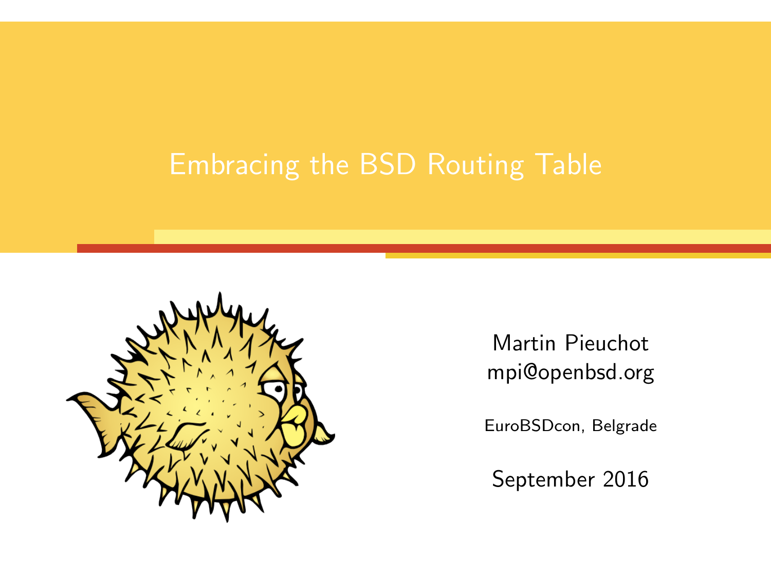# Embracing the BSD Routing Table

Martin Pieuchot
mpi@openbsd.org

EuroBSDcon, Belgrade

September 2016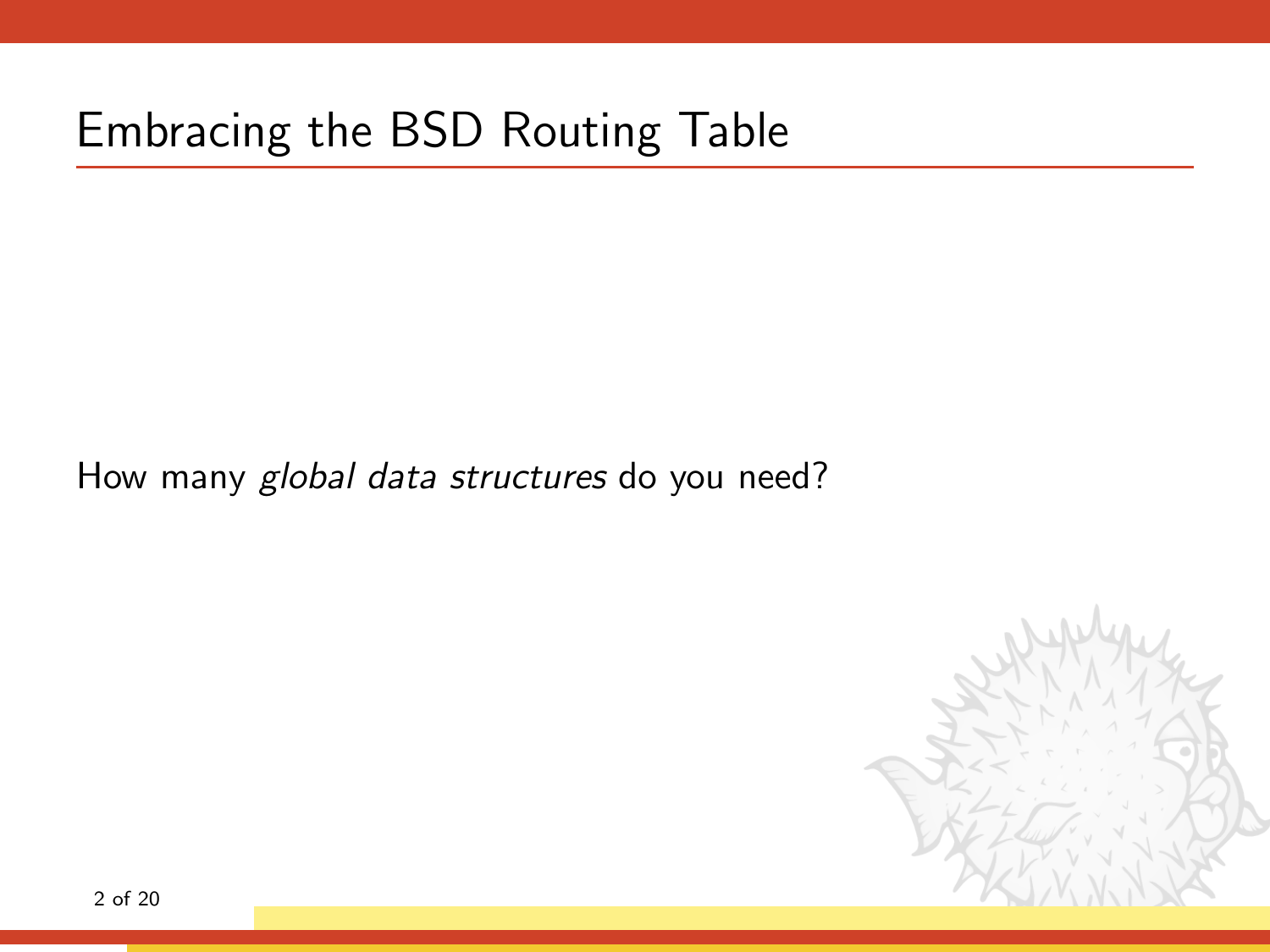# Embracing the BSD Routing Table

How many *global data structures* do you need?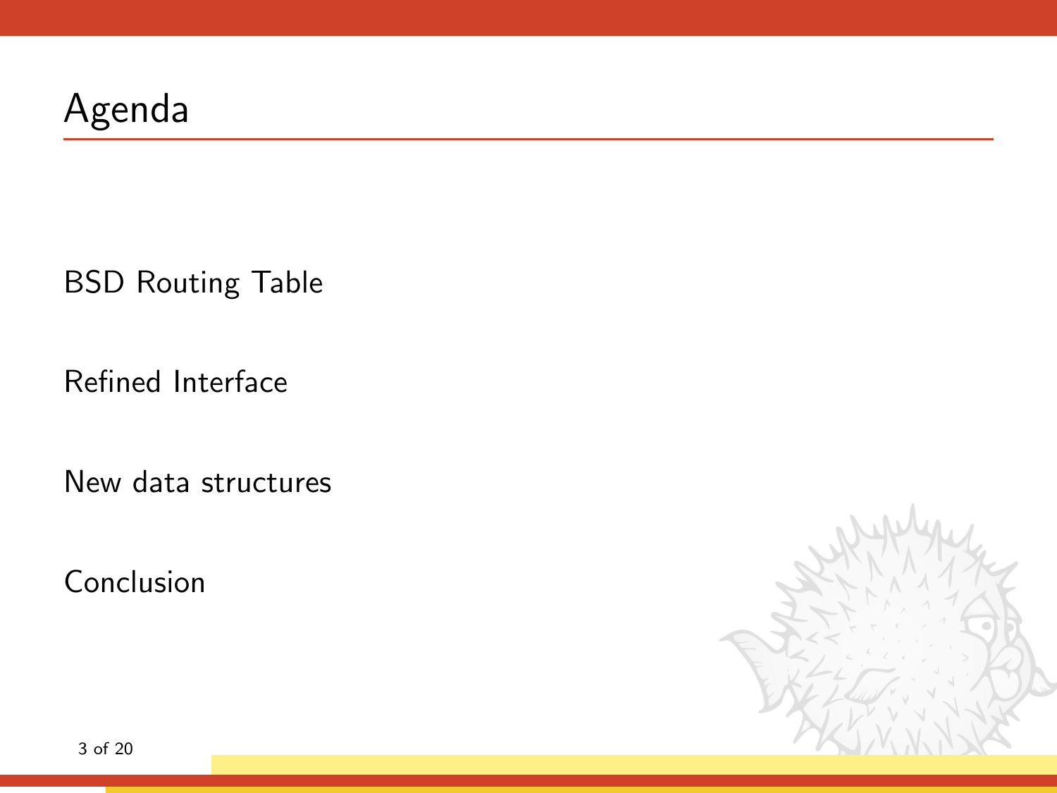# Agenda

BSD Routing Table

Refined Interface

New data structures

Conclusion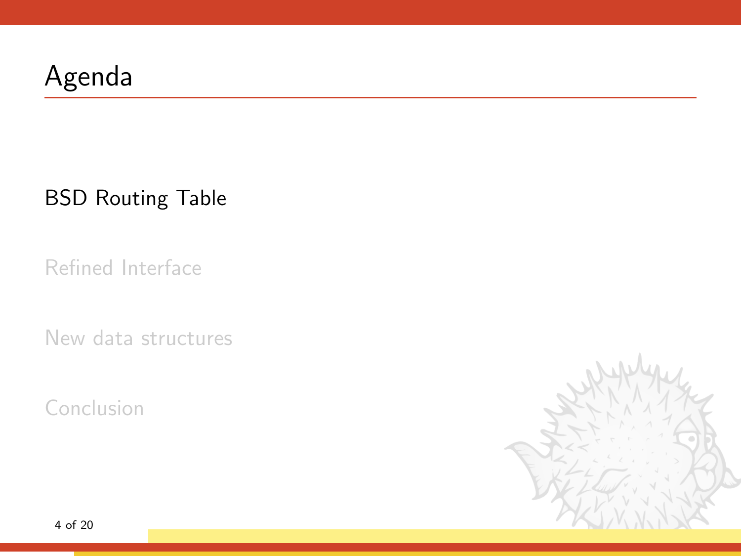# Agenda

BSD Routing Table

Refined Interface

New data structures

Conclusion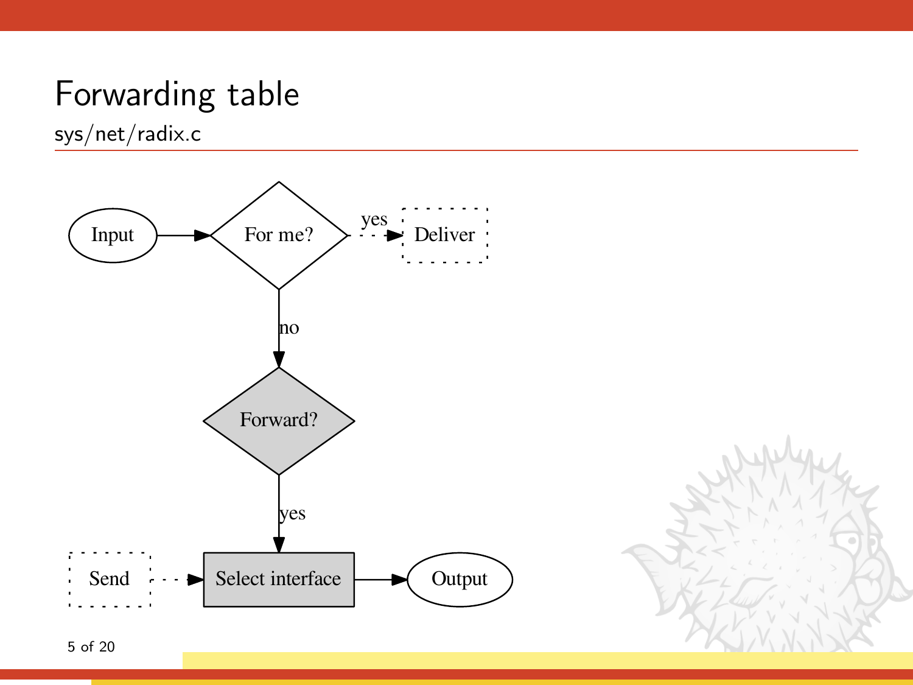# Forwarding table

sys/net/radix.c

Input → For me? —yes→ Deliver

For me? —no→ Forward?

Forward? —yes→ Select interface

Send → Select interface → Output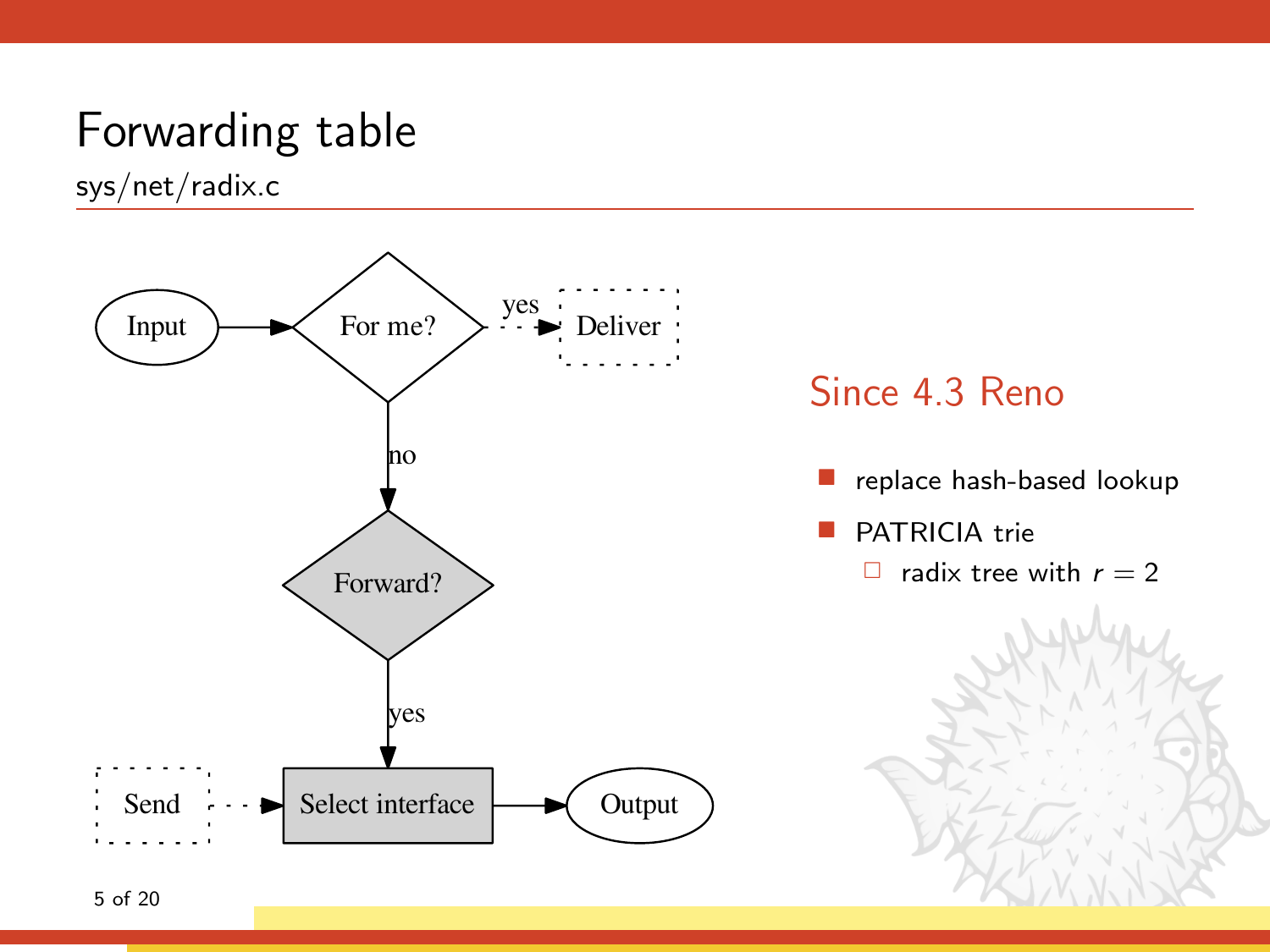# Forwarding table

sys/net/radix.c

Input → For me? —yes→ Deliver

For me? —no→ Forward? —yes→ Select interface → Output

Send → Select interface

## Since 4.3 Reno

- replace hash-based lookup
- PATRICIA trie
  - radix tree with $r = 2$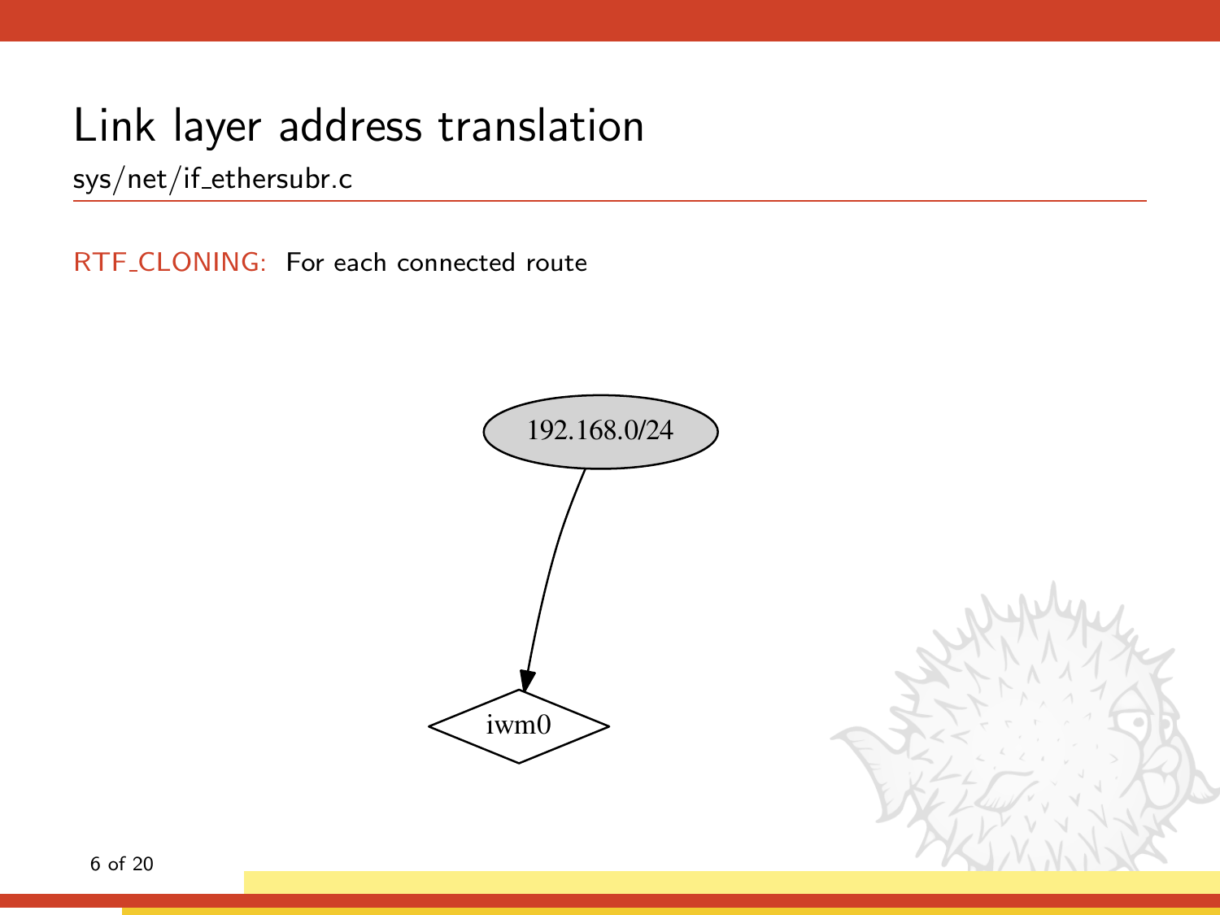# Link layer address translation

sys/net/if_ethersubr.c

RTF_CLONING: For each connected route

192.168.0/24

iwm0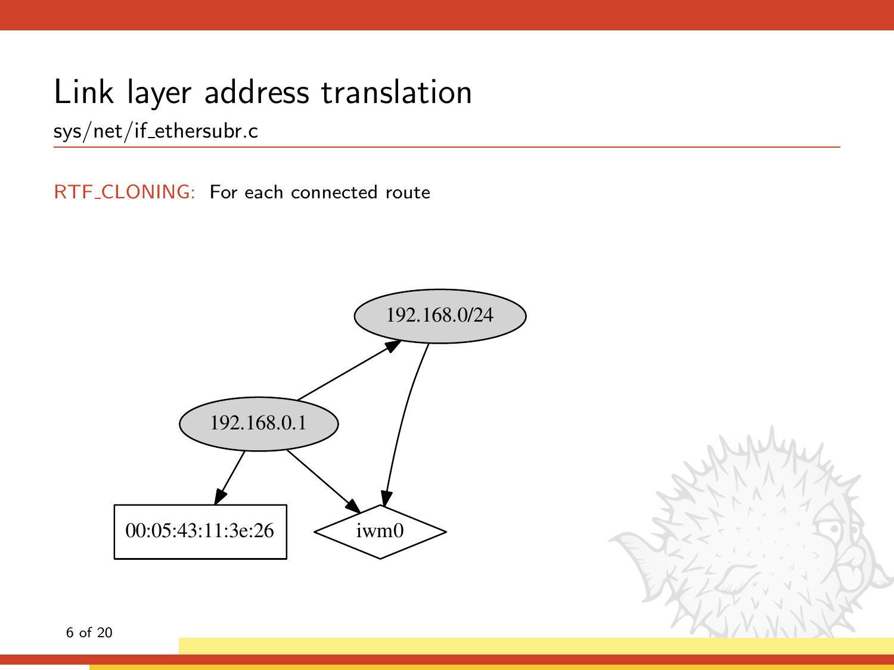# Link layer address translation

sys/net/if_ethersubr.c

RTF_CLONING: For each connected route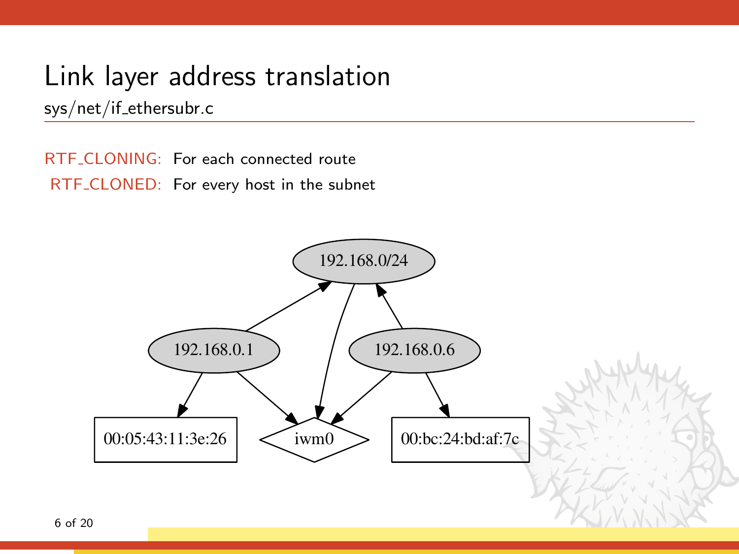# Link layer address translation

sys/net/if_ethersubr.c

RTF_CLONING: For each connected route

RTF_CLONED: For every host in the subnet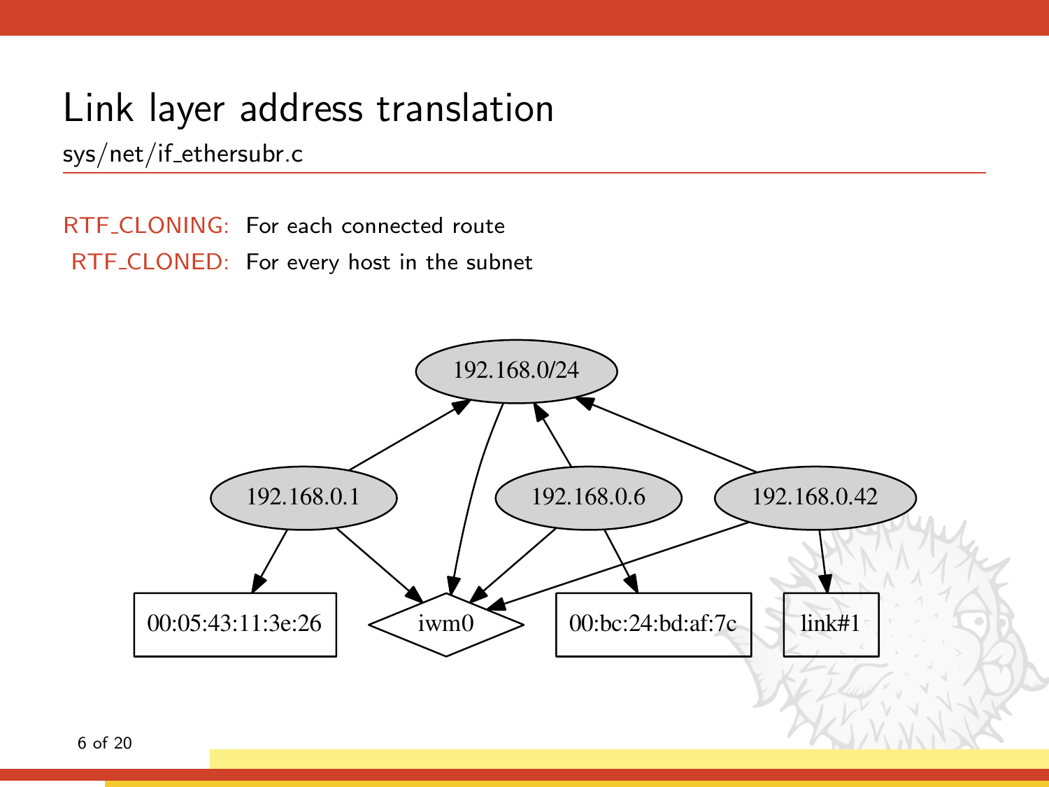# Link layer address translation

sys/net/if_ethersubr.c

RTF_CLONING: For each connected route

RTF_CLONED: For every host in the subnet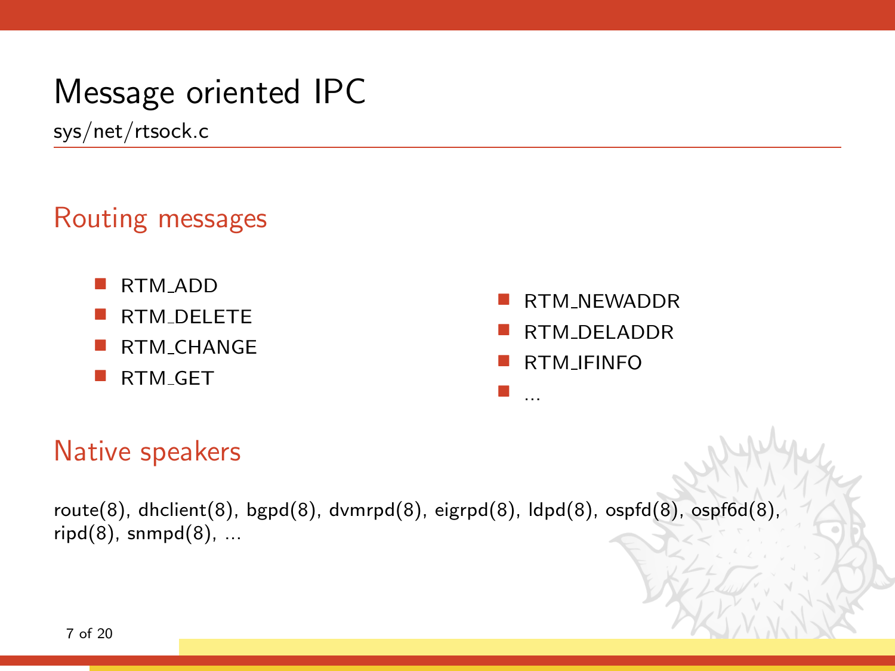# Message oriented IPC

sys/net/rtsock.c

## Routing messages

- RTM_ADD
- RTM_DELETE
- RTM_CHANGE
- RTM_GET
- RTM_NEWADDR
- RTM_DELADDR
- RTM_IFINFO
- ...

## Native speakers

route(8), dhclient(8), bgpd(8), dvmrpd(8), eigrpd(8), ldpd(8), ospfd(8), ospf6d(8), ripd(8), snmpd(8), ...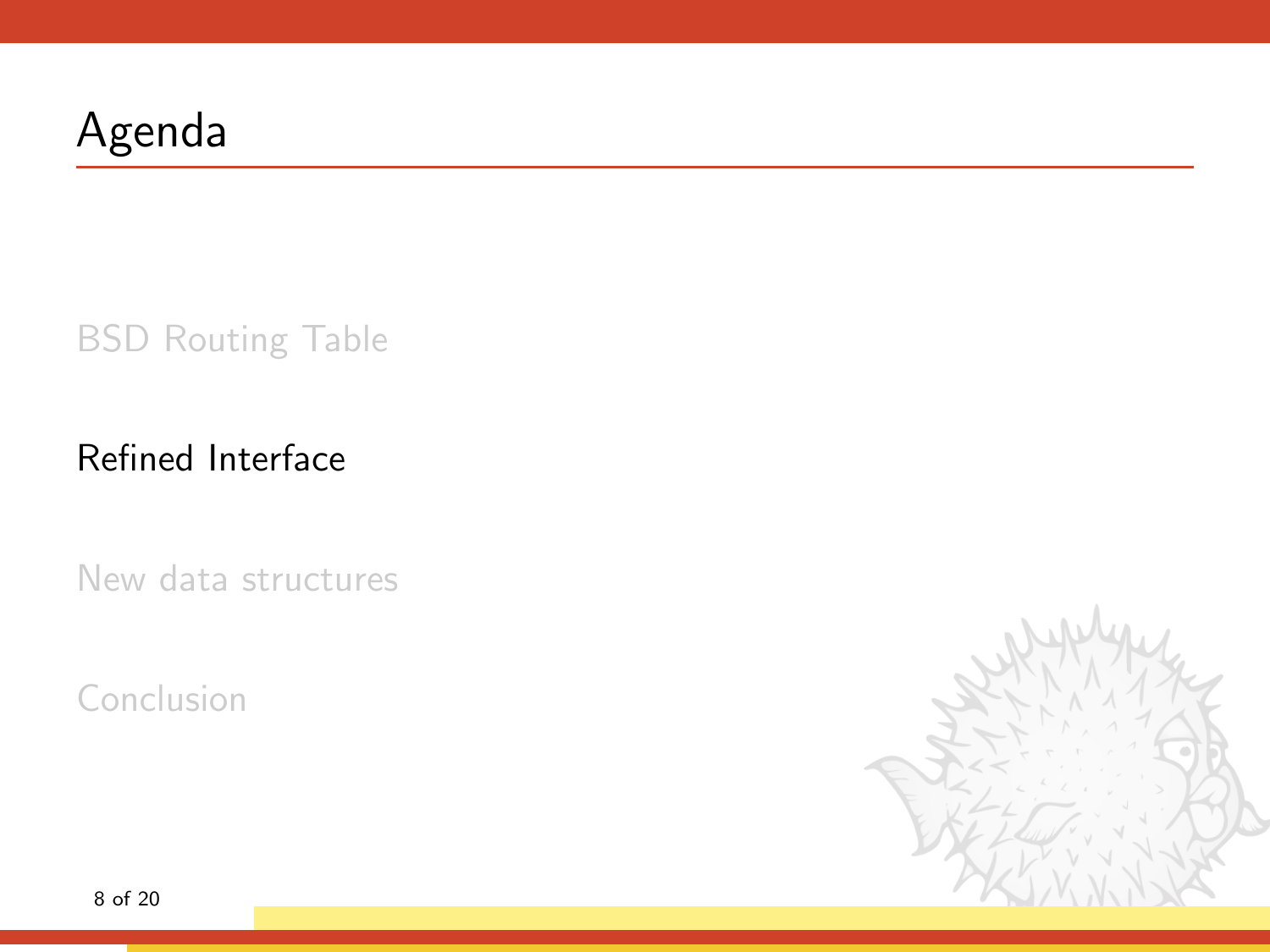# Agenda

BSD Routing Table

Refined Interface

New data structures

Conclusion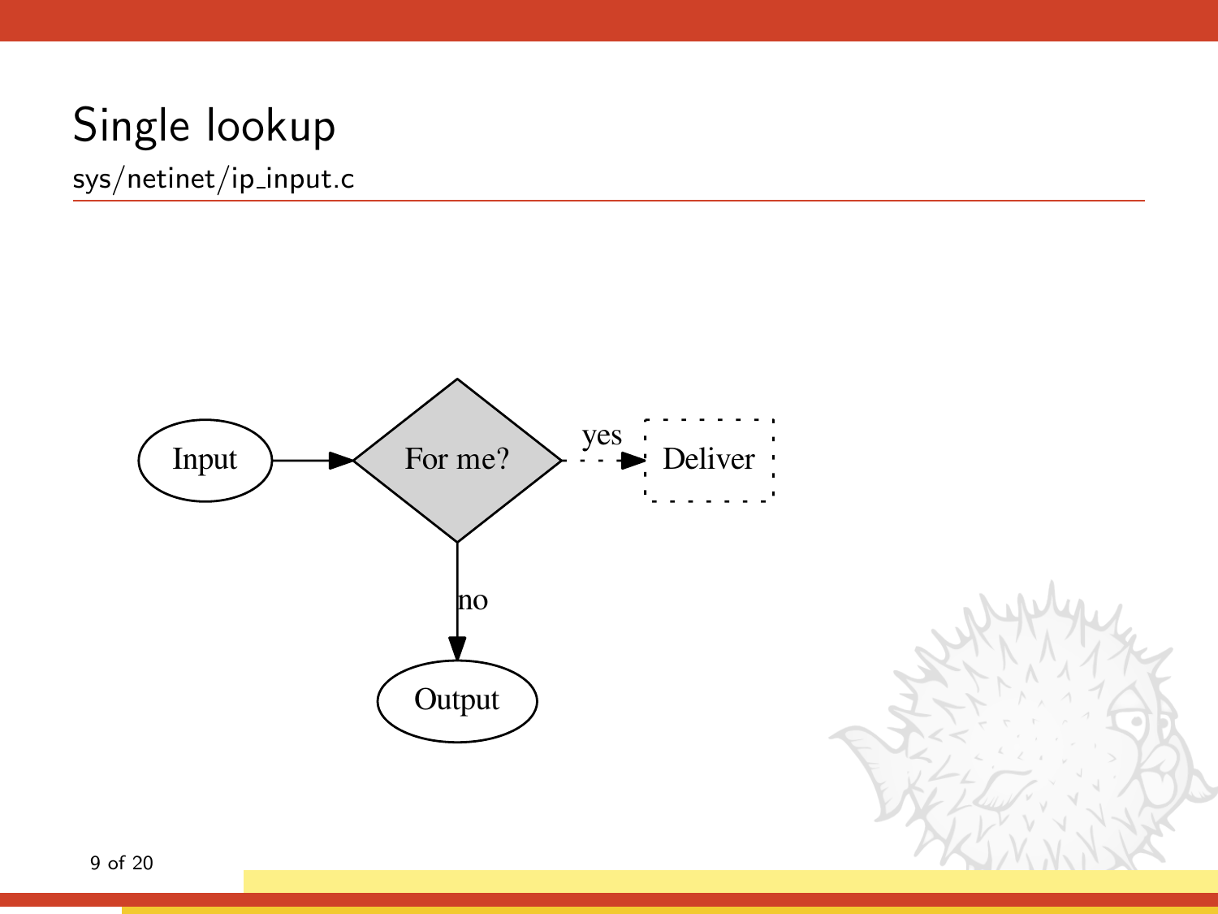# Single lookup

sys/netinet/ip_input.c

Input → For me? — yes → Deliver

For me? — no → Output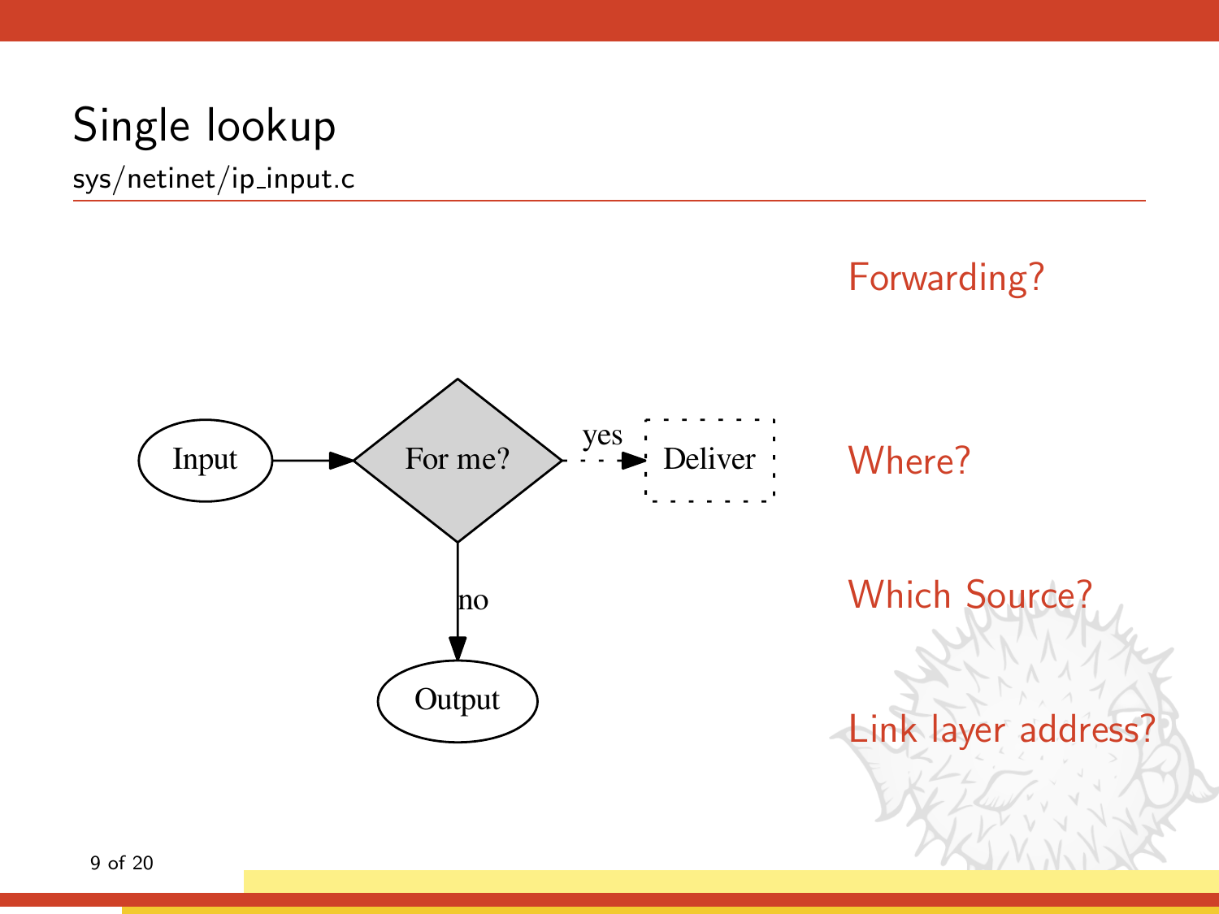# Single lookup

sys/netinet/ip_input.c

Input → For me? —yes→ Deliver

For me? —no→ Output

Forwarding?

Where?

Which Source?

Link layer address?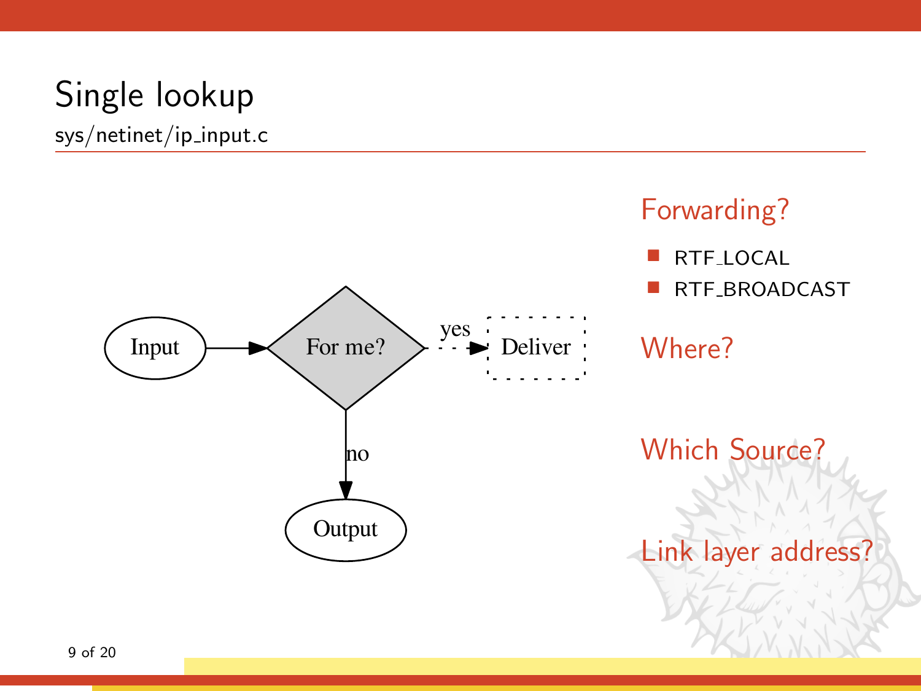# Single lookup

sys/netinet/ip_input.c

Input → For me? —yes→ Deliver

For me? —no→ Output

## Forwarding?

- RTF_LOCAL
- RTF_BROADCAST

## Where?

## Which Source?

## Link layer address?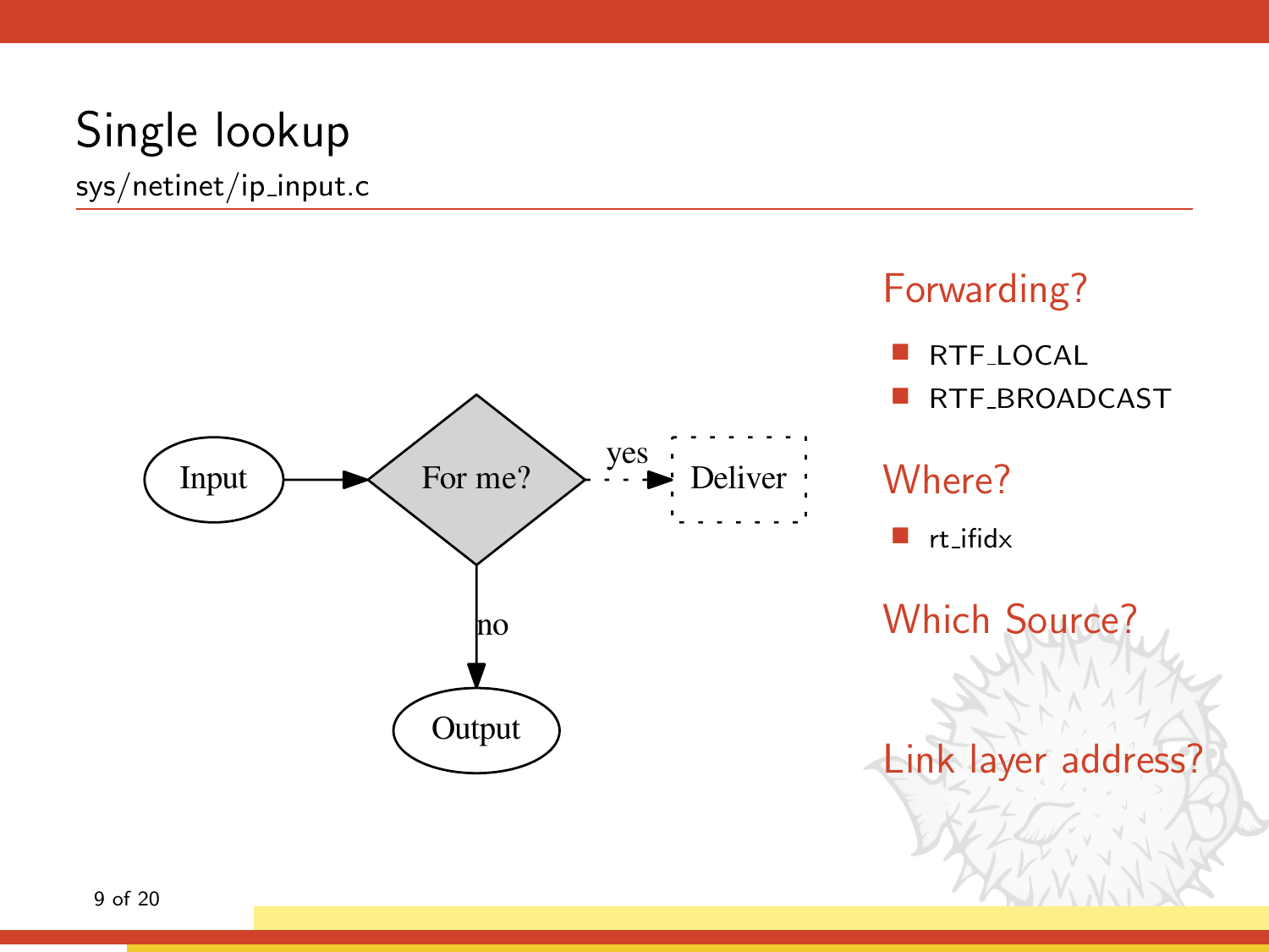# Single lookup

sys/netinet/ip_input.c

Input → For me? —yes→ Deliver
For me? —no→ Output

## Forwarding?

- RTF_LOCAL
- RTF_BROADCAST

## Where?

- rt_ifidx

## Which Source?

## Link layer address?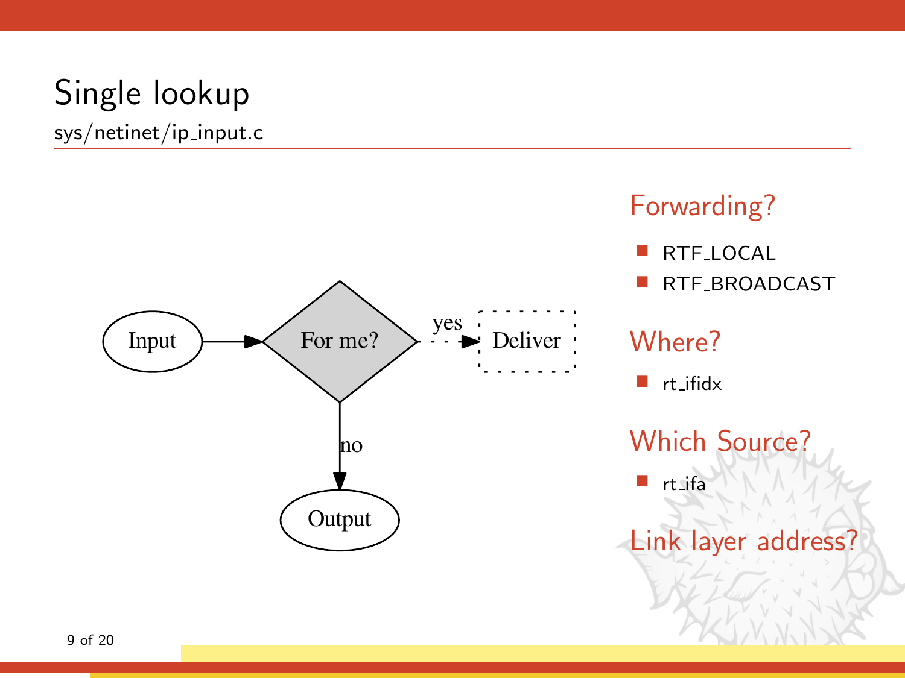# Single lookup

sys/netinet/ip_input.c

Input → For me? —yes→ Deliver

For me? —no→ Output

### Forwarding?

- RTF_LOCAL
- RTF_BROADCAST

### Where?

- rt_ifidx

### Which Source?

- rt_ifa

### Link layer address?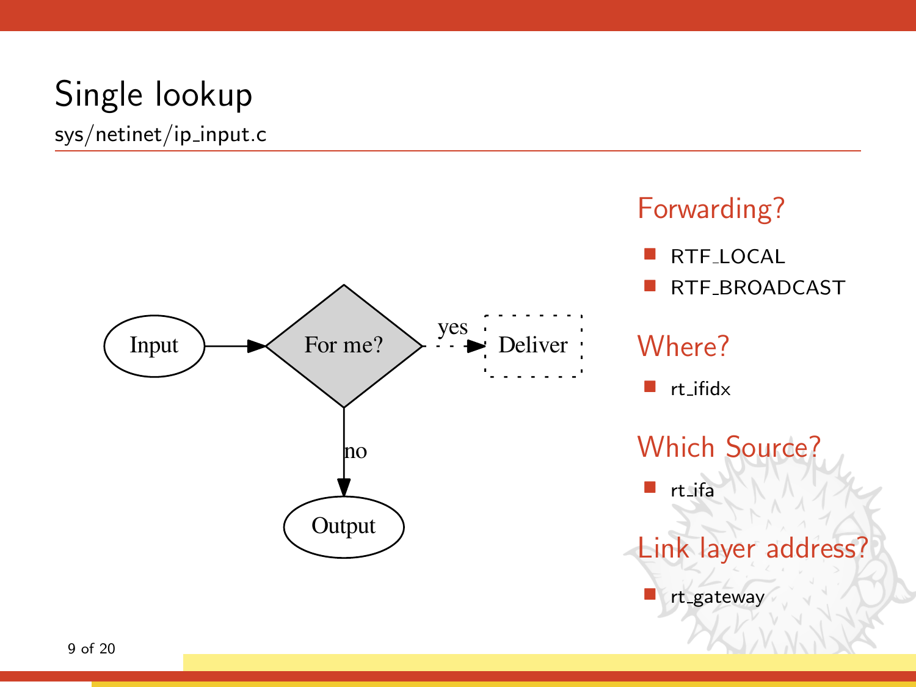# Single lookup

sys/netinet/ip_input.c

Input → For me? → yes → Deliver

For me? → no → Output

## Forwarding?

- RTF_LOCAL
- RTF_BROADCAST

## Where?

- rt_ifidx

## Which Source?

- rt_ifa

## Link layer address?

- rt_gateway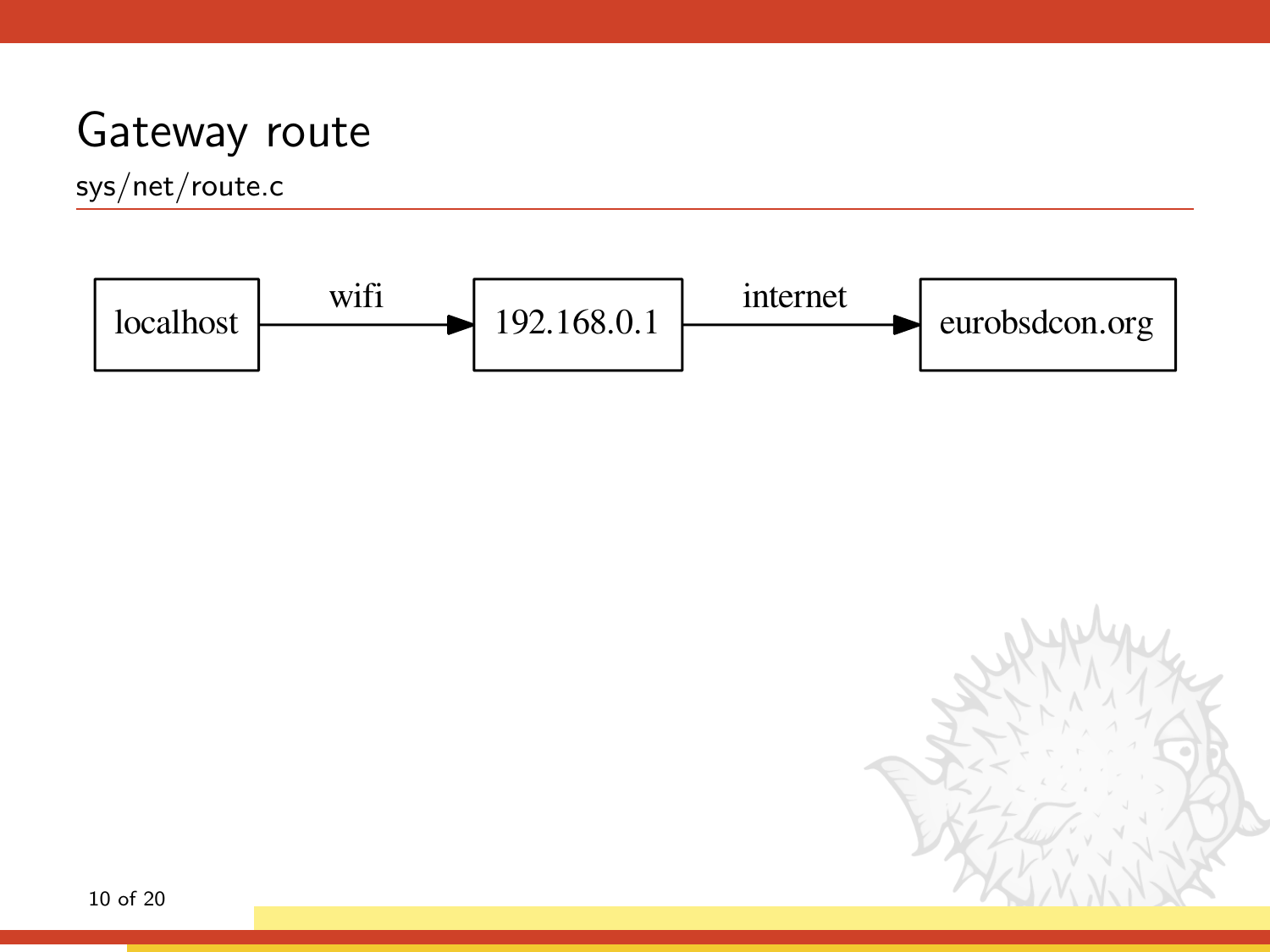# Gateway route

sys/net/route.c

localhost —wifi→ 192.168.0.1 —internet→ eurobsdcon.org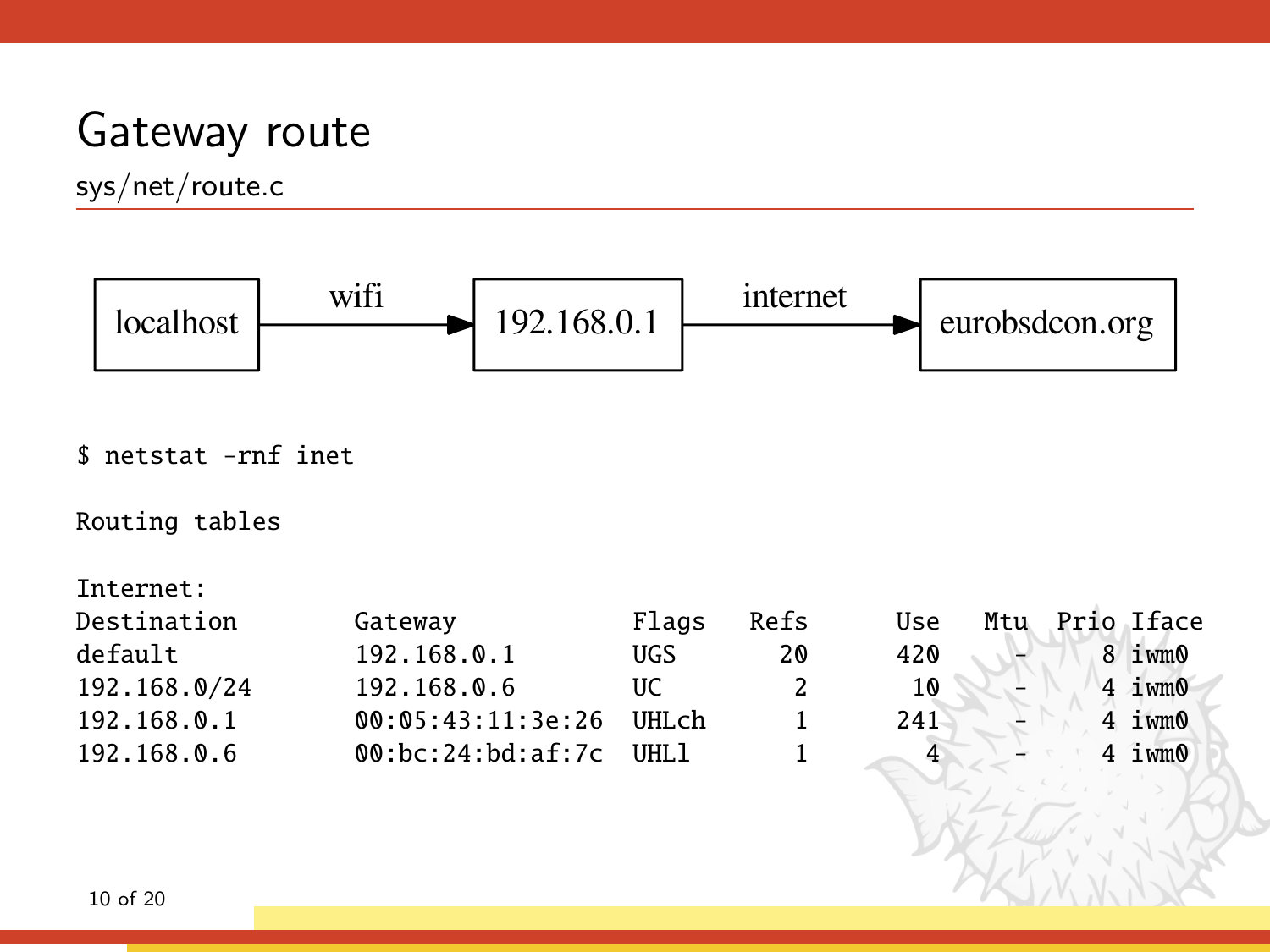# Gateway route

sys/net/route.c

localhost —wifi→ 192.168.0.1 —internet→ eurobsdcon.org

```
$ netstat -rnf inet

Routing tables

Internet:
Destination        Gateway            Flags   Refs      Use   Mtu  Prio Iface
default            192.168.0.1        UGS       20      420     -     8 iwm0
192.168.0/24       192.168.0.6        UC         2       10     -     4 iwm0
192.168.0.1        00:05:43:11:3e:26  UHLch      1      241     -     4 iwm0
192.168.0.6        00:bc:24:bd:af:7c  UHLl       1        4     -     4 iwm0
```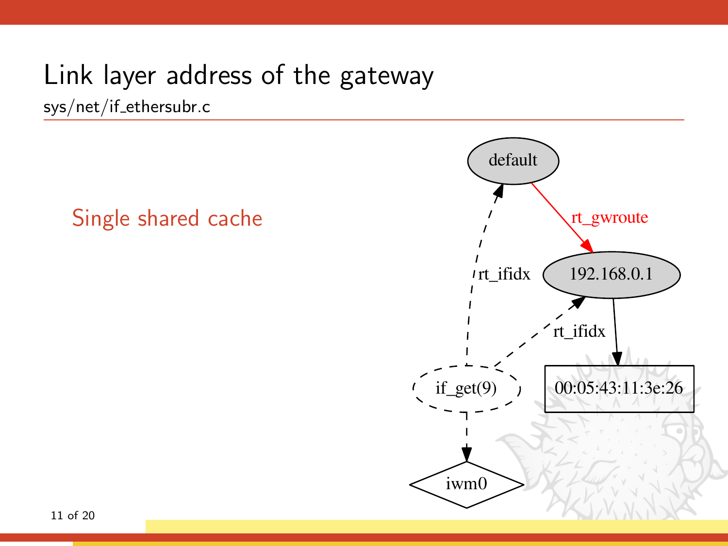# Link layer address of the gateway

sys/net/if_ethersubr.c

Single shared cache

default

rt_gwroute

rt_ifidx

192.168.0.1

rt_ifidx

if_get(9)

00:05:43:11:3e:26

iwm0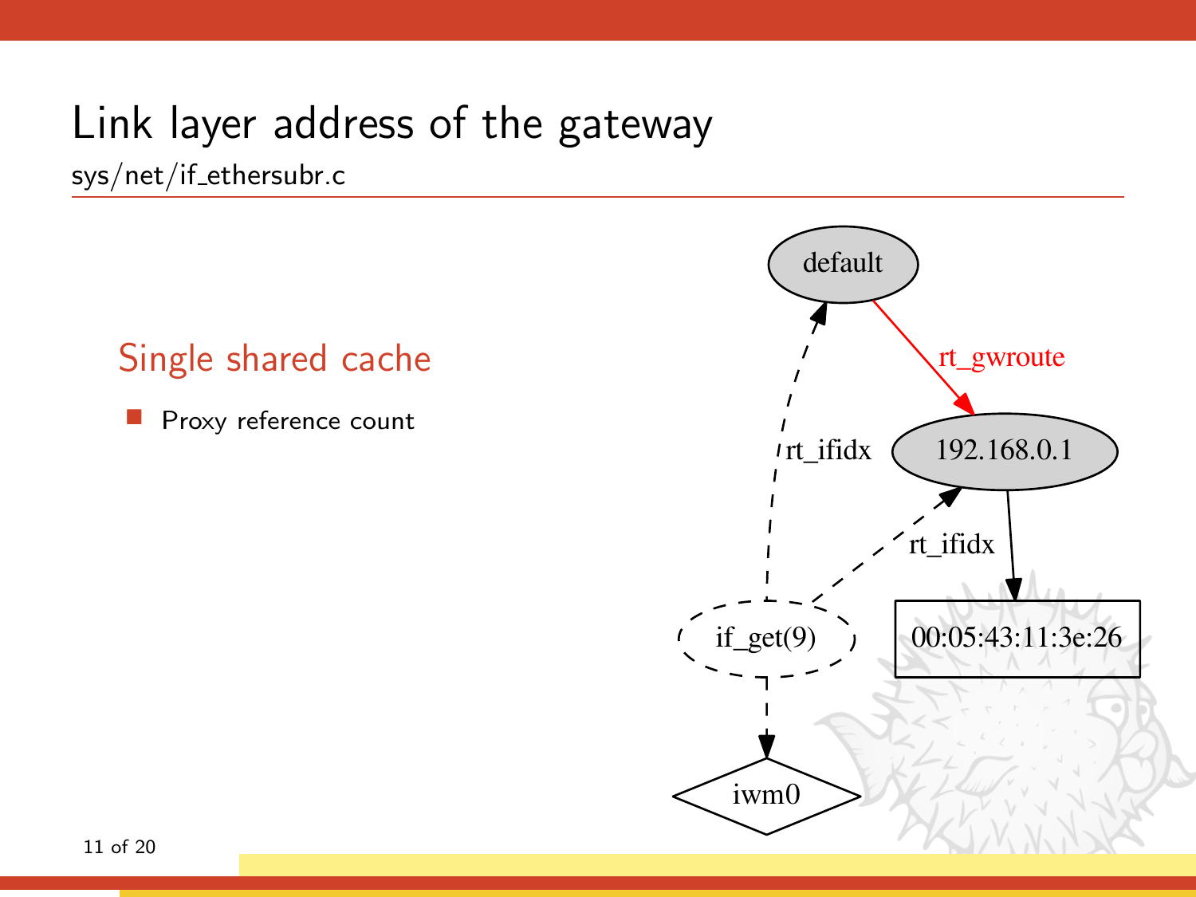# Link layer address of the gateway

sys/net/if_ethersubr.c

## Single shared cache

- Proxy reference count

default

rt_gwroute

192.168.0.1

rt_ifidx

rt_ifidx

00:05:43:11:3e:26

if_get(9)

iwm0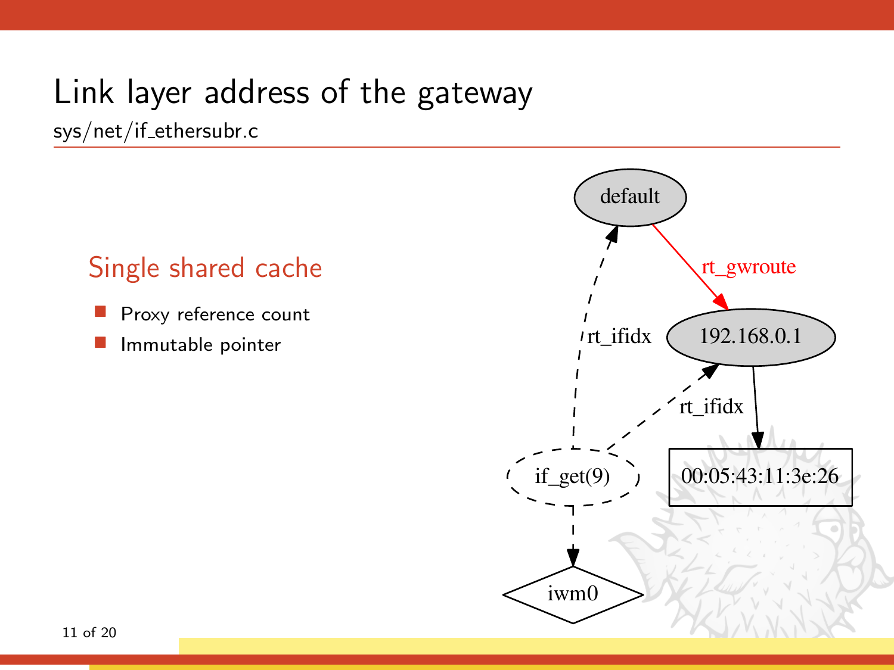# Link layer address of the gateway

sys/net/if_ethersubr.c

## Single shared cache

- Proxy reference count
- Immutable pointer

default

rt_gwroute

rt_ifidx

192.168.0.1

rt_ifidx

if_get(9)

00:05:43:11:3e:26

iwm0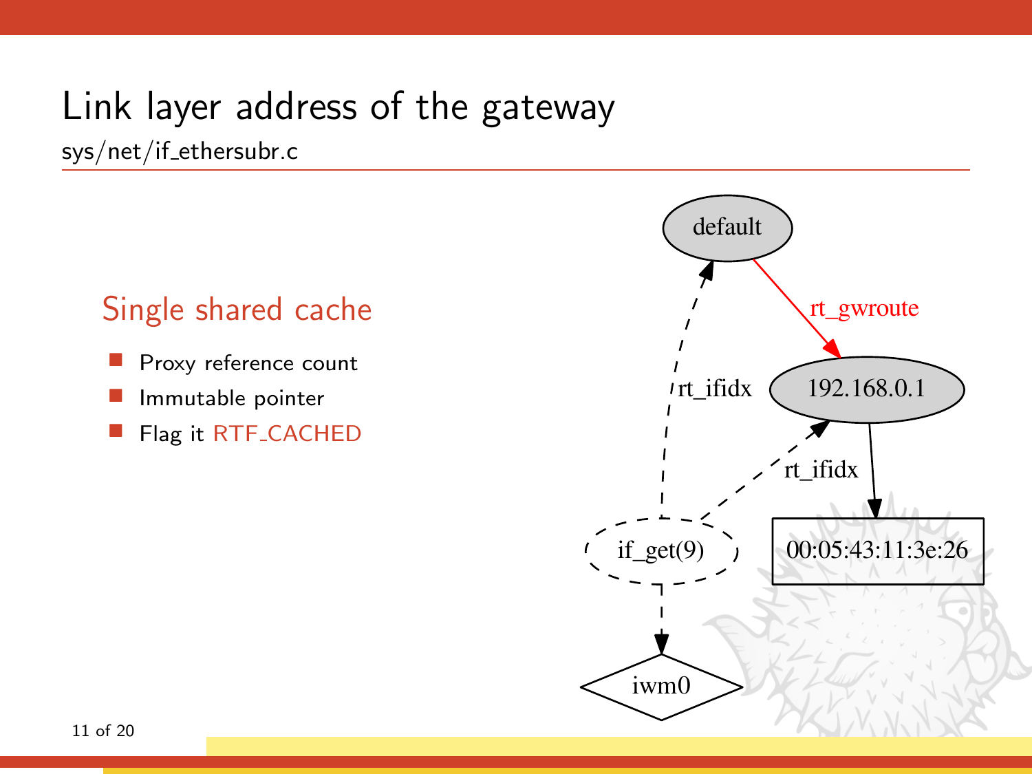# Link layer address of the gateway

sys/net/if_ethersubr.c

## Single shared cache

- Proxy reference count
- Immutable pointer
- Flag it RTF_CACHED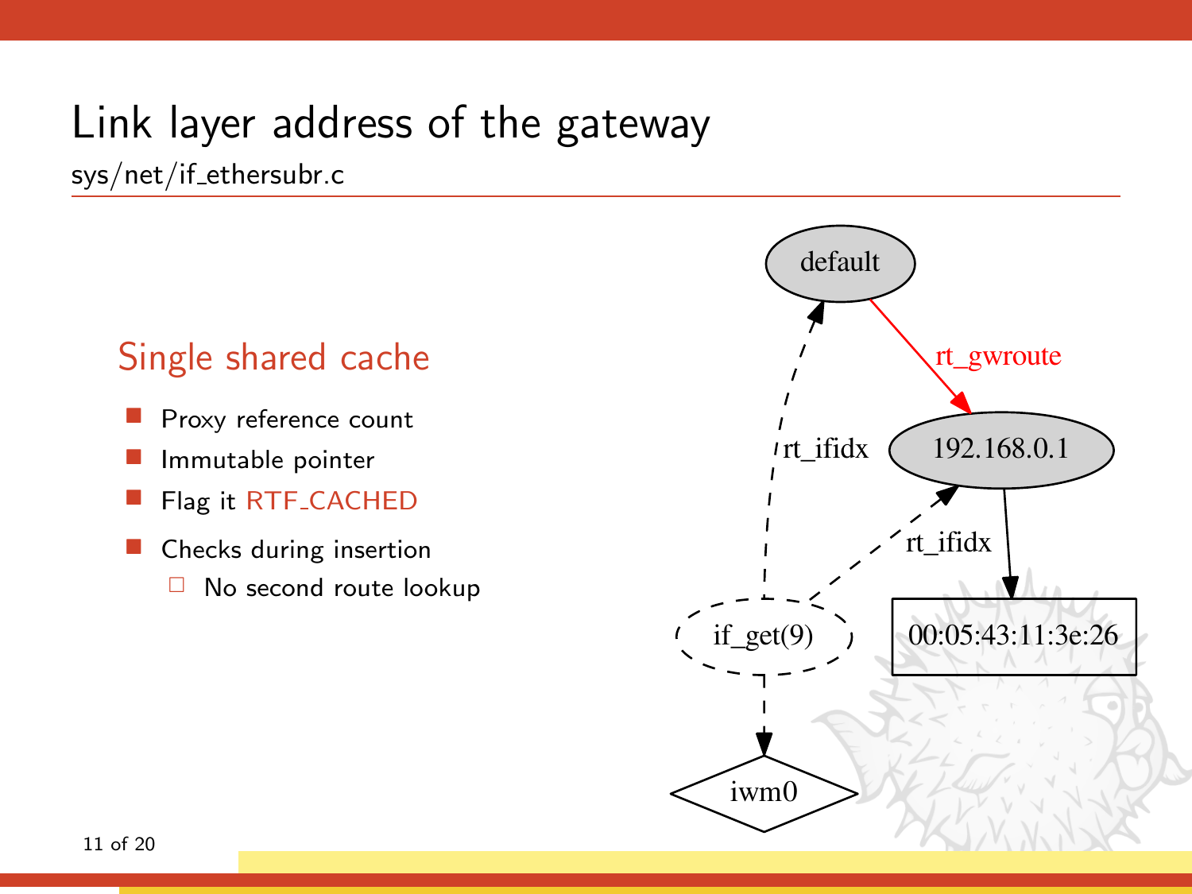# Link layer address of the gateway

sys/net/if_ethersubr.c

## Single shared cache

- Proxy reference count
- Immutable pointer
- Flag it RTF_CACHED
- Checks during insertion
  - No second route lookup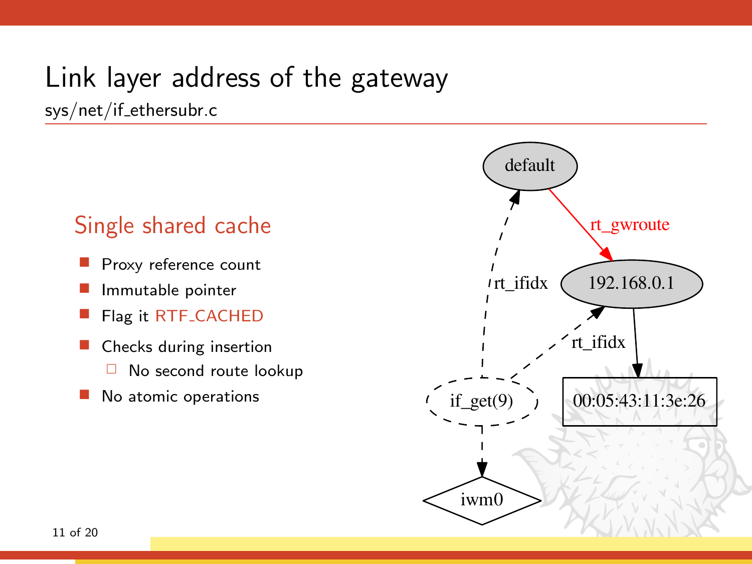# Link layer address of the gateway

sys/net/if_ethersubr.c

## Single shared cache

- Proxy reference count
- Immutable pointer
- Flag it RTF_CACHED
- Checks during insertion
  - No second route lookup
- No atomic operations

default → rt_gwroute → 192.168.0.1

192.168.0.1 → 00:05:43:11:3e:26

if_get(9) → rt_ifidx → default

if_get(9) → rt_ifidx → 192.168.0.1

if_get(9) → iwm0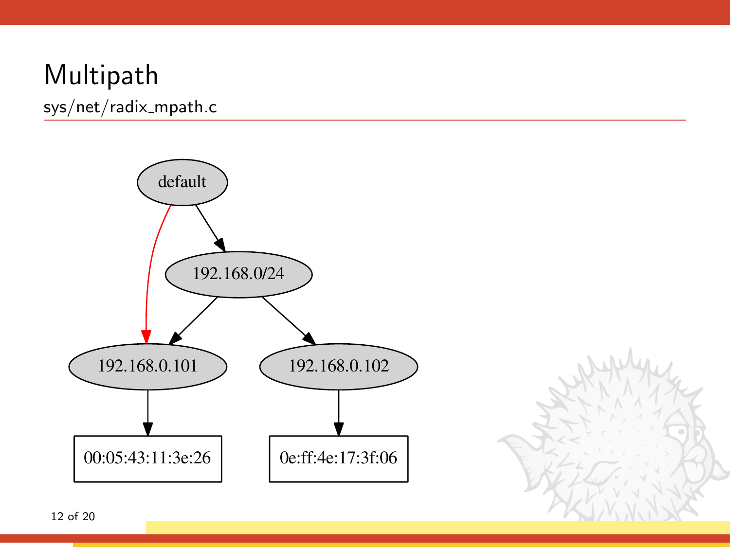# Multipath

sys/net/radix_mpath.c

default

192.168.0/24

192.168.0.101

192.168.0.102

00:05:43:11:3e:26

0e:ff:4e:17:3f:06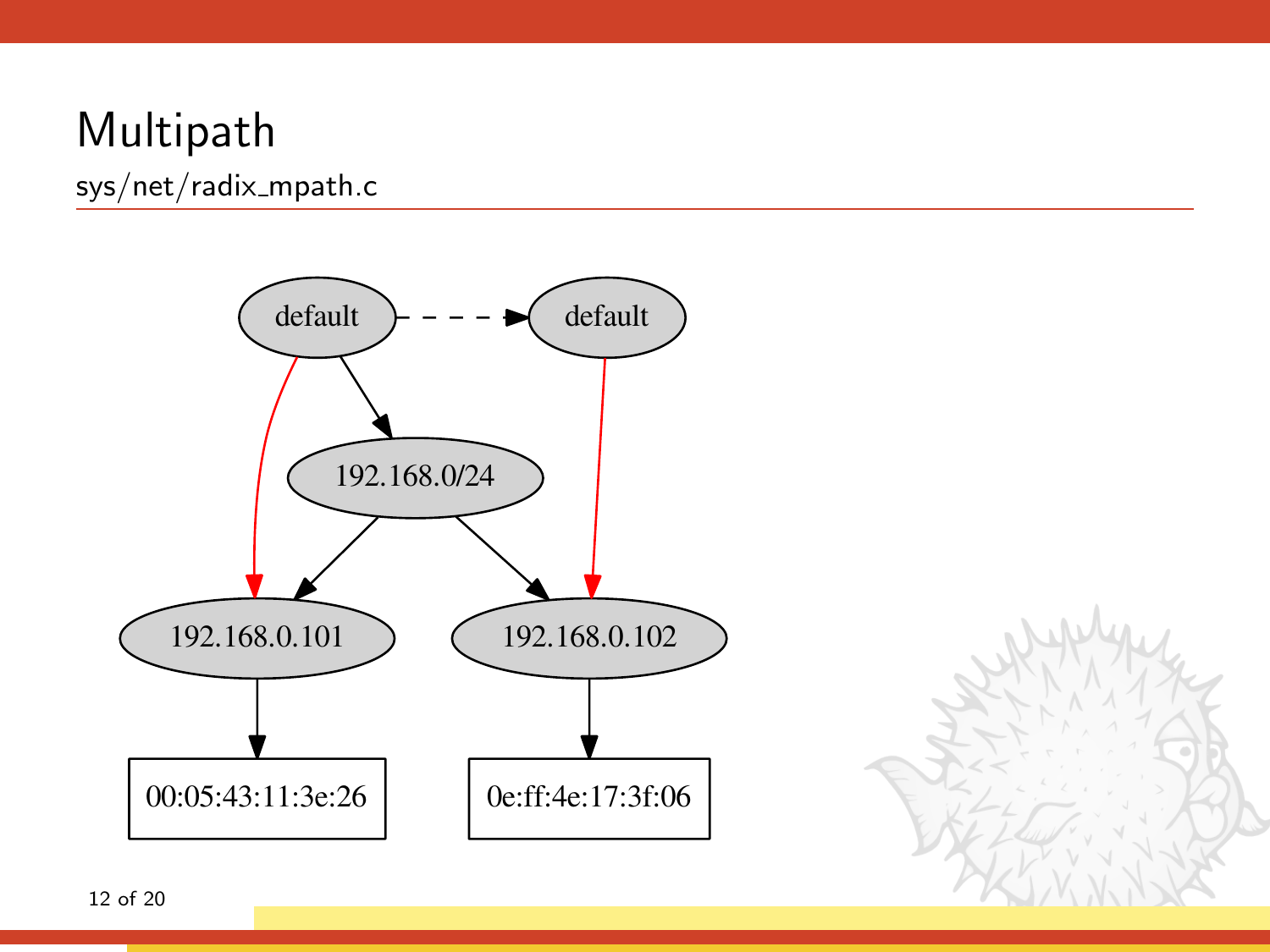# Multipath

sys/net/radix_mpath.c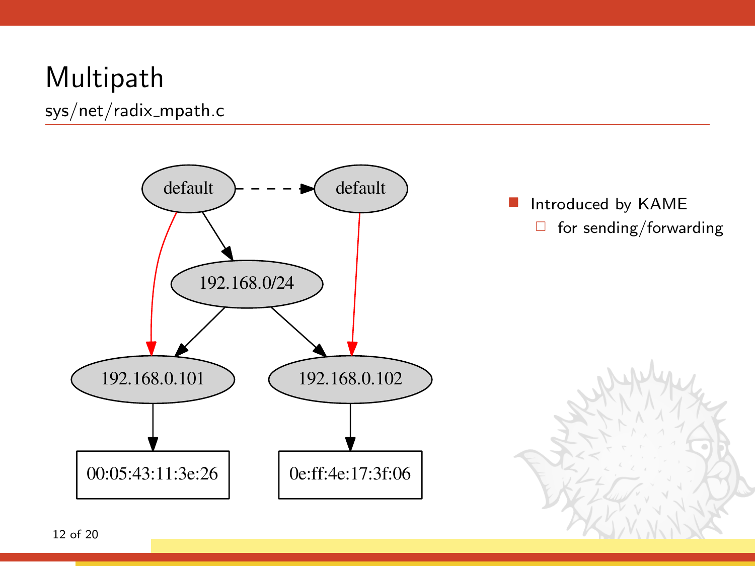# Multipath

sys/net/radix_mpath.c

- Introduced by KAME
  - for sending/forwarding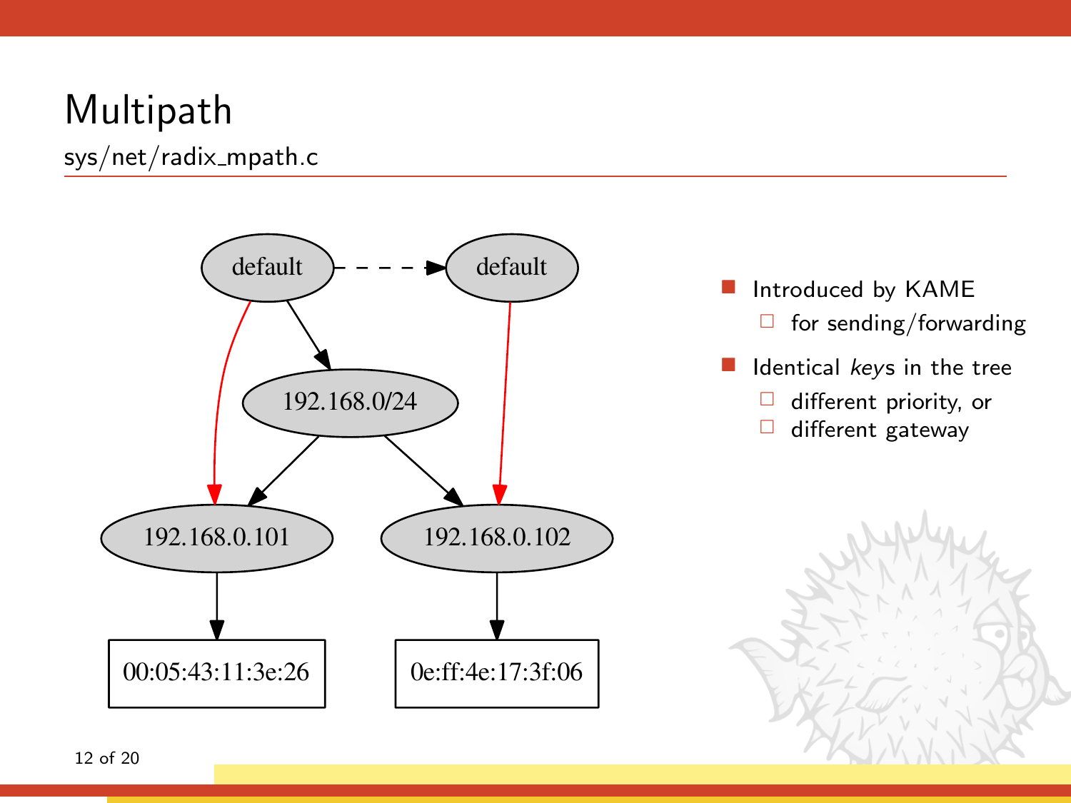# Multipath

sys/net/radix_mpath.c

- Introduced by KAME
  - for sending/forwarding
- Identical *keys* in the tree
  - different priority, or
  - different gateway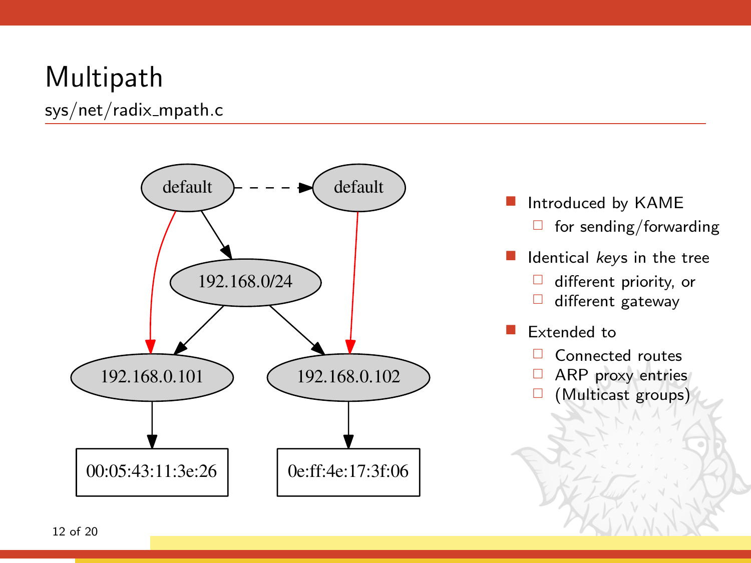# Multipath

sys/net/radix_mpath.c

- Introduced by KAME
  - for sending/forwarding
- Identical *keys* in the tree
  - different priority, or
  - different gateway
- Extended to
  - Connected routes
  - ARP proxy entries
  - (Multicast groups)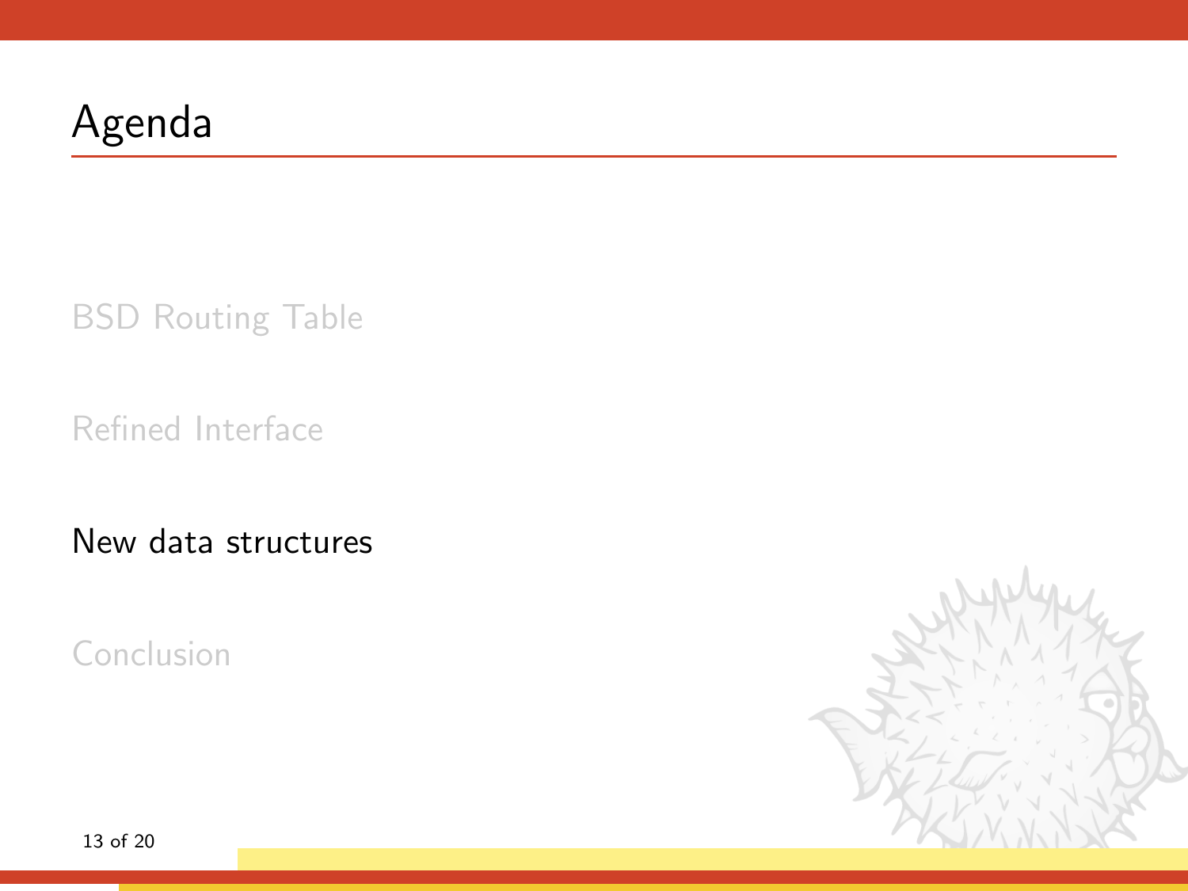# Agenda

BSD Routing Table

Refined Interface

New data structures

Conclusion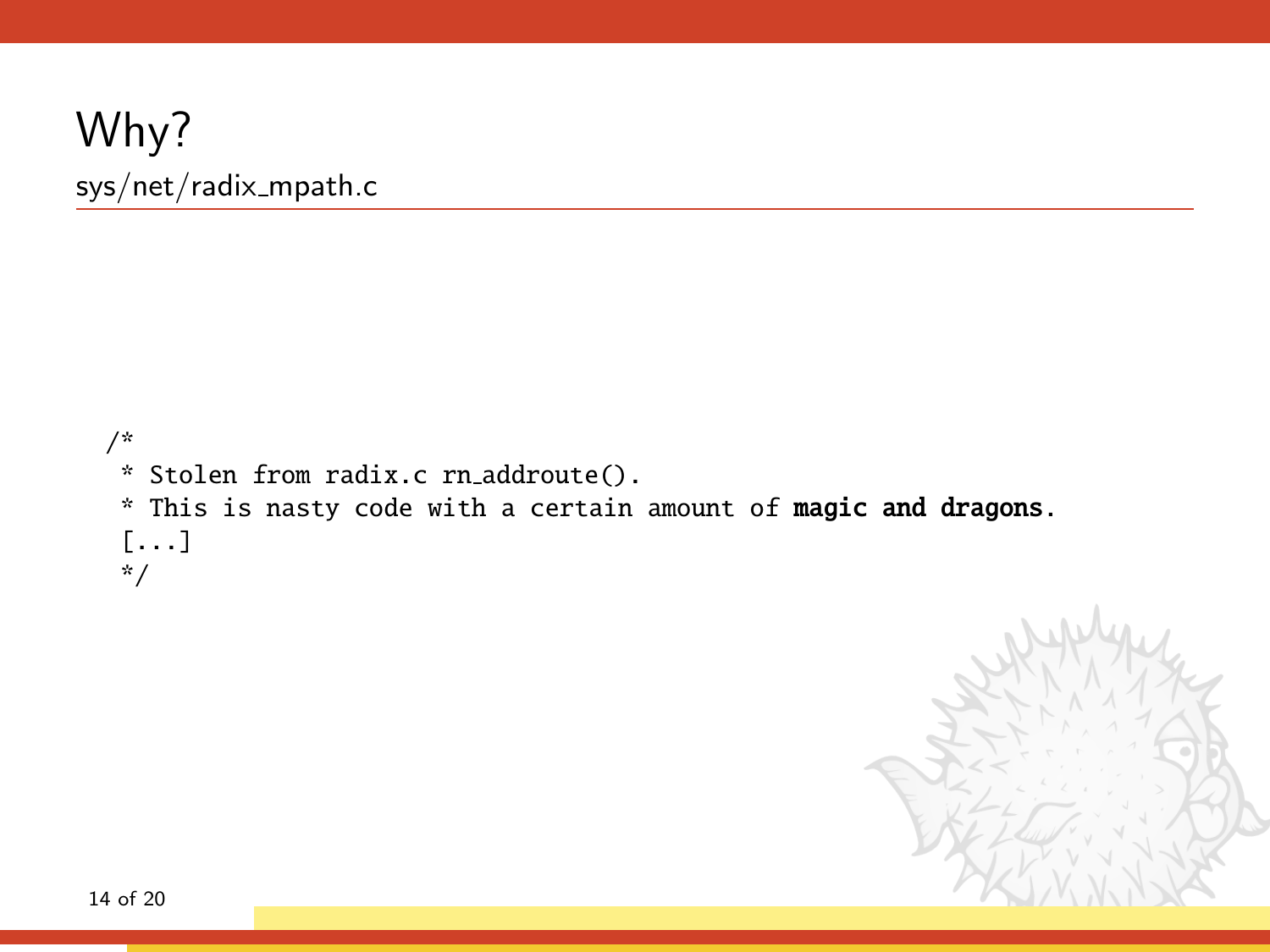# Why?

## sys/net/radix_mpath.c

```
/*
 * Stolen from radix.c rn_addroute().
 * This is nasty code with a certain amount of magic and dragons.
 [...]
 */
```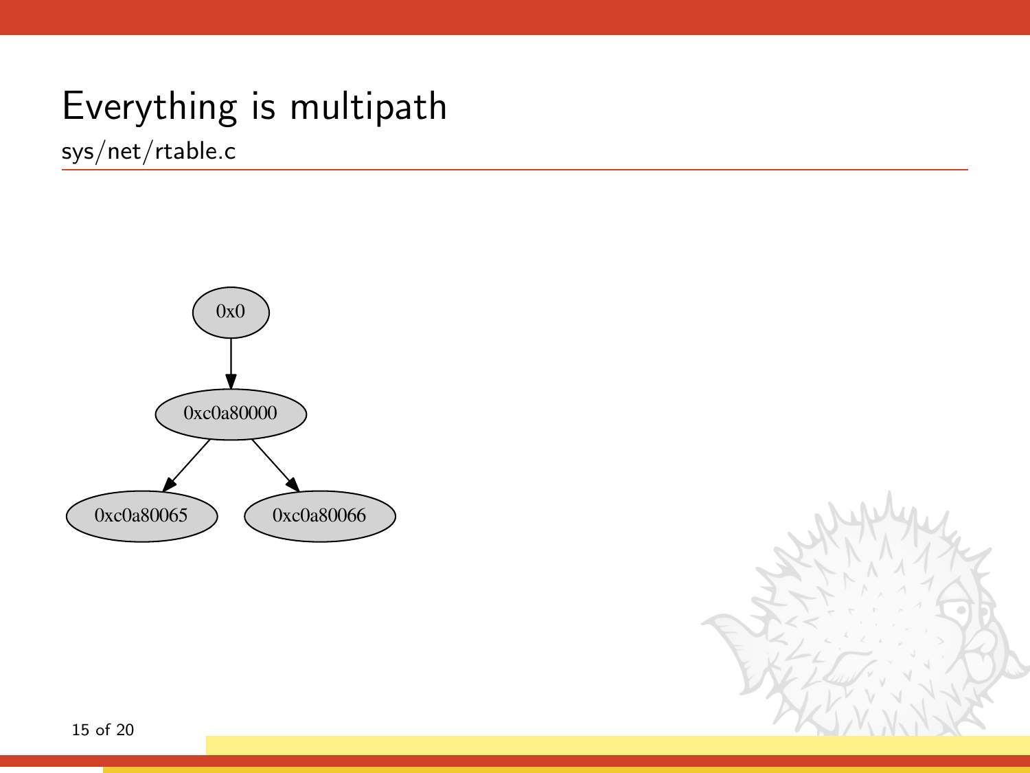# Everything is multipath

sys/net/rtable.c

0x0

0xc0a80000

0xc0a80065

0xc0a80066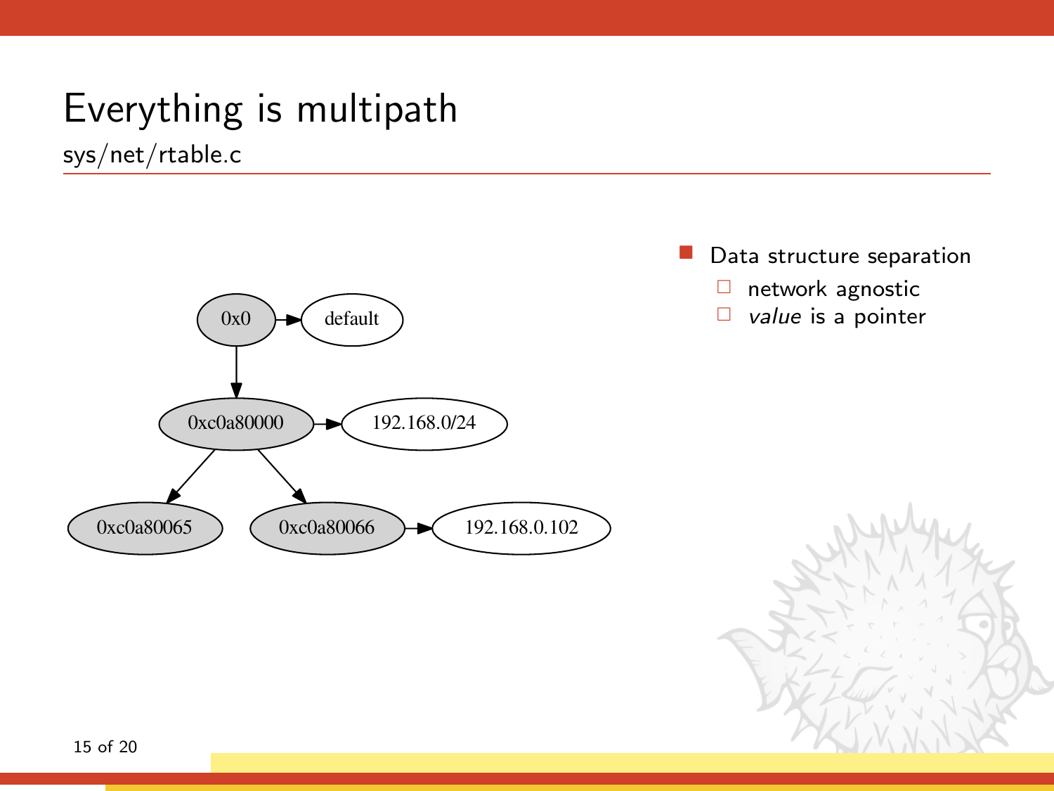# Everything is multipath

## sys/net/rtable.c

- Data structure separation
  - network agnostic
  - *value* is a pointer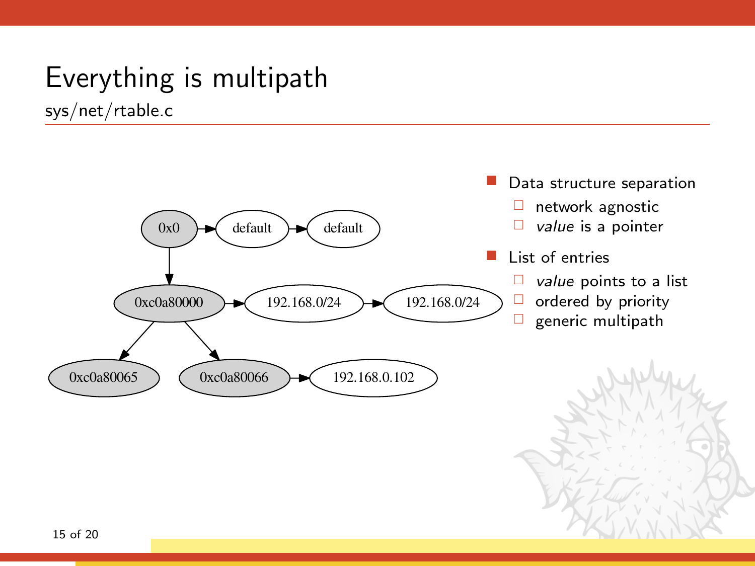# Everything is multipath

## sys/net/rtable.c

- Data structure separation
  - network agnostic
  - *value* is a pointer
- List of entries
  - *value* points to a list
  - ordered by priority
  - generic multipath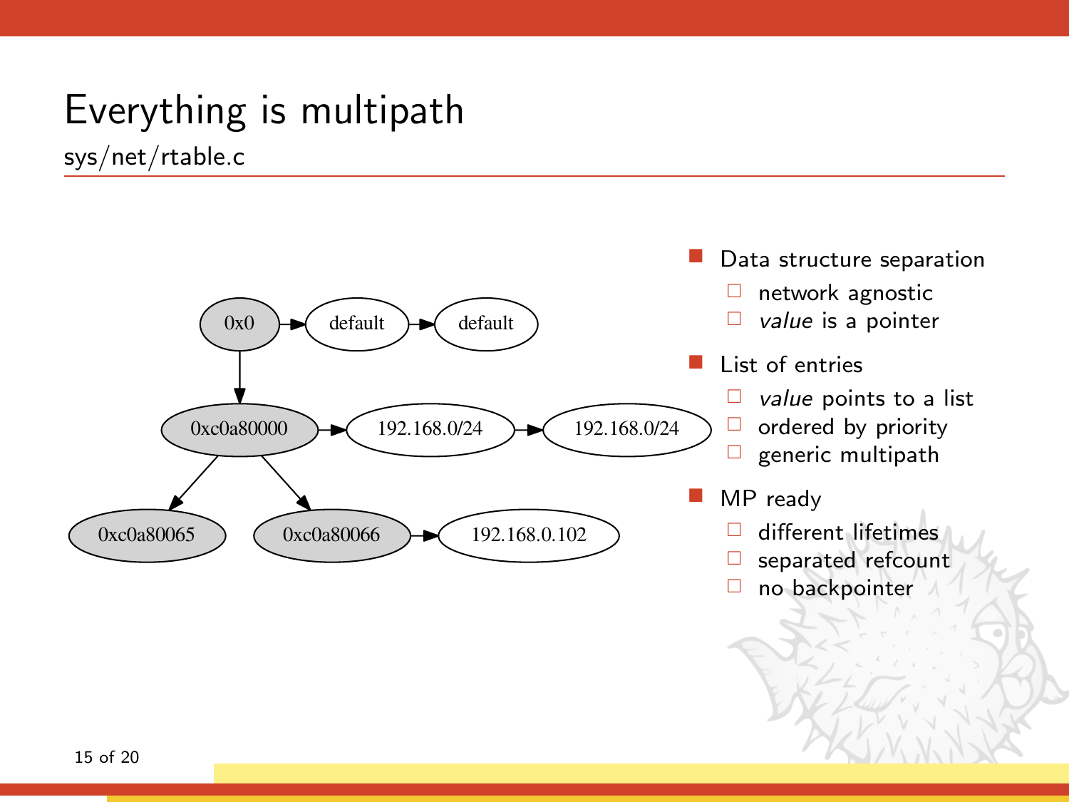# Everything is multipath

## sys/net/rtable.c

- Data structure separation
  - network agnostic
  - *value* is a pointer
- List of entries
  - *value* points to a list
  - ordered by priority
  - generic multipath
- MP ready
  - different lifetimes
  - separated refcount
  - no backpointer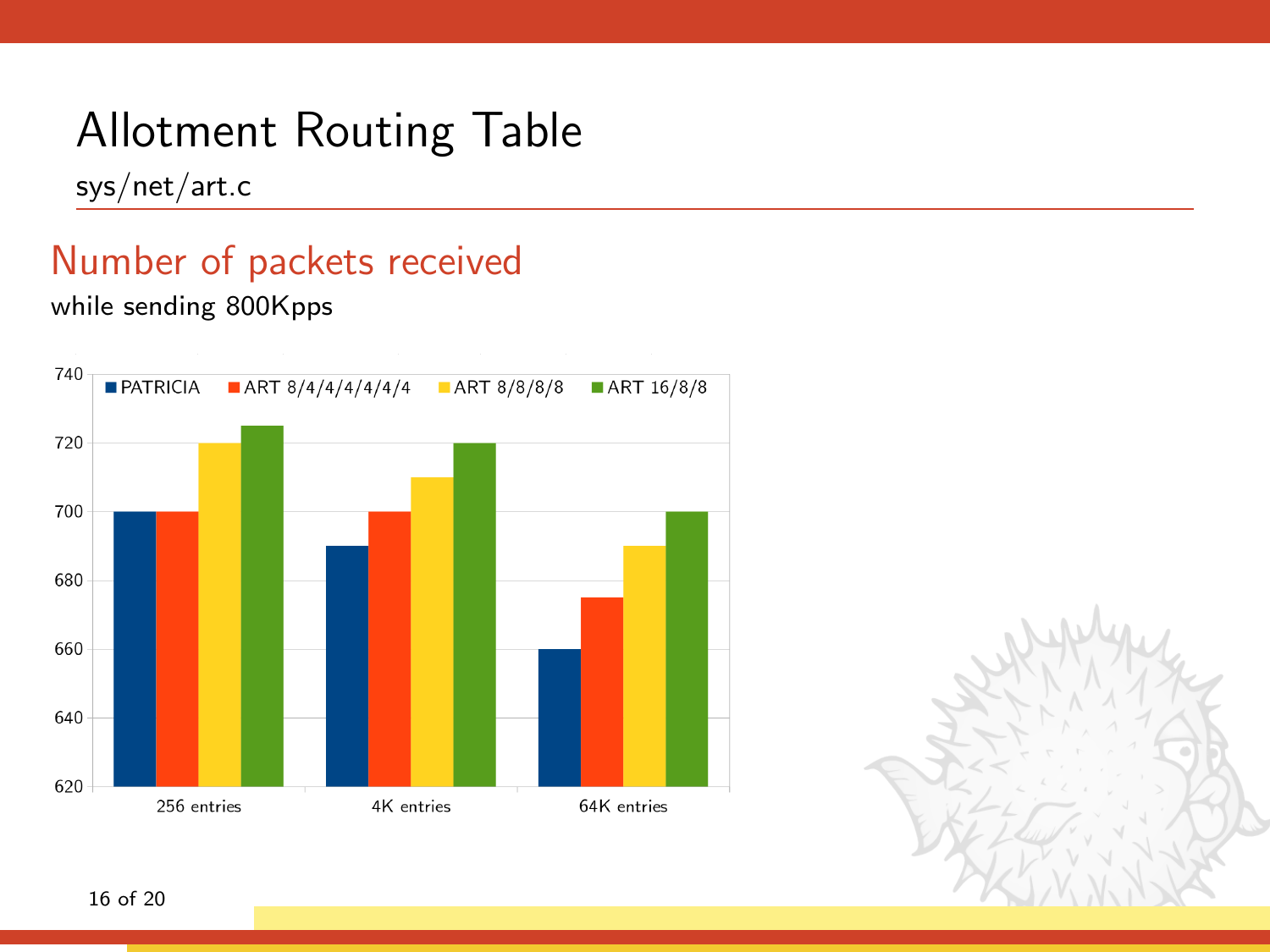# Allotment Routing Table

sys/net/art.c

## Number of packets received

while sending 800Kpps

| | PATRICIA | ART 8/4/4/4/4/4/4 | ART 8/8/8/8 | ART 16/8/8 |
|---|---|---|---|---|
| 256 entries | 700 | 700 | 720 | 725 |
| 4K entries | 690 | 700 | 710 | 720 |
| 64K entries | 660 | 675 | 690 | 700 |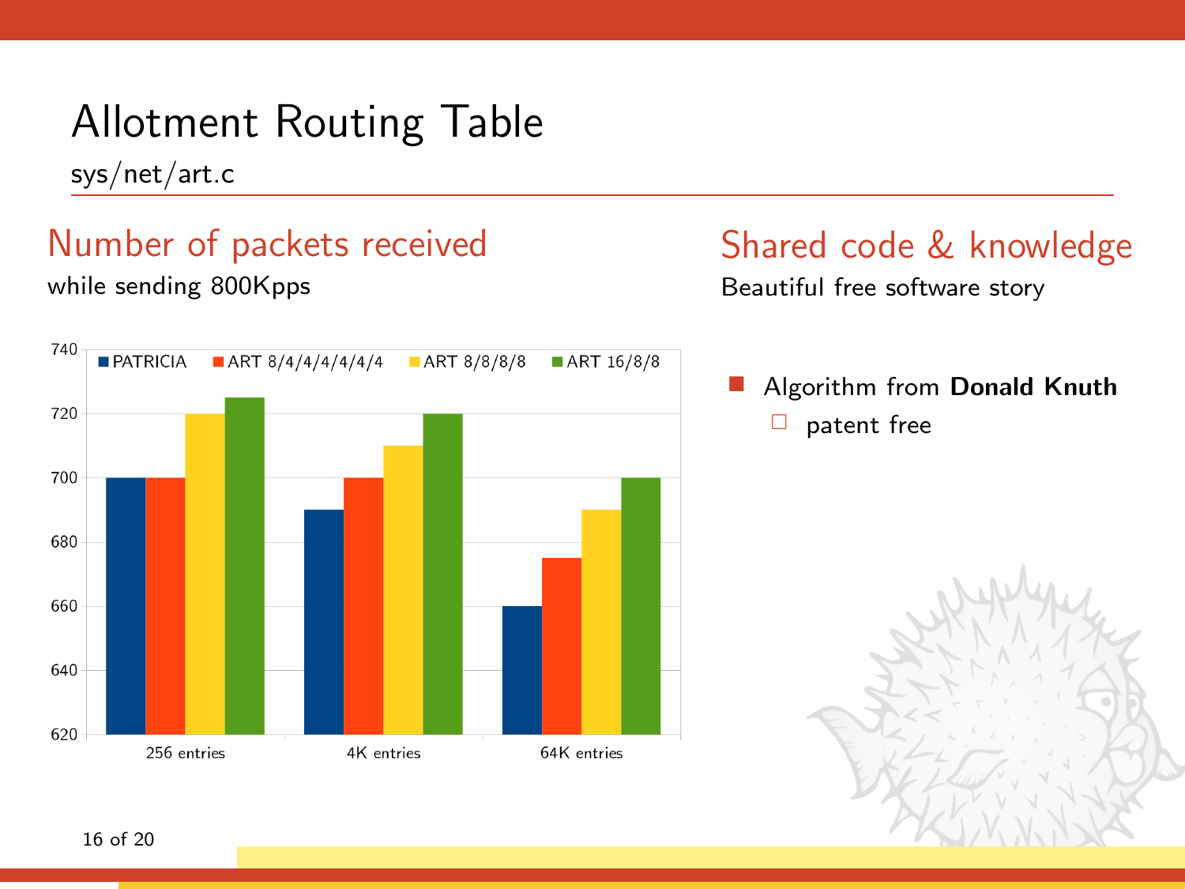# Allotment Routing Table

sys/net/art.c

## Number of packets received

while sending 800Kpps

| | PATRICIA | ART 8/4/4/4/4/4/4 | ART 8/8/8/8 | ART 16/8/8 |
|---|---|---|---|---|
| 256 entries | 700 | 700 | 720 | 725 |
| 4K entries | 690 | 700 | 710 | 720 |
| 64K entries | 660 | 675 | 690 | 700 |

## Shared code & knowledge

Beautiful free software story

- Algorithm from **Donald Knuth**
  - patent free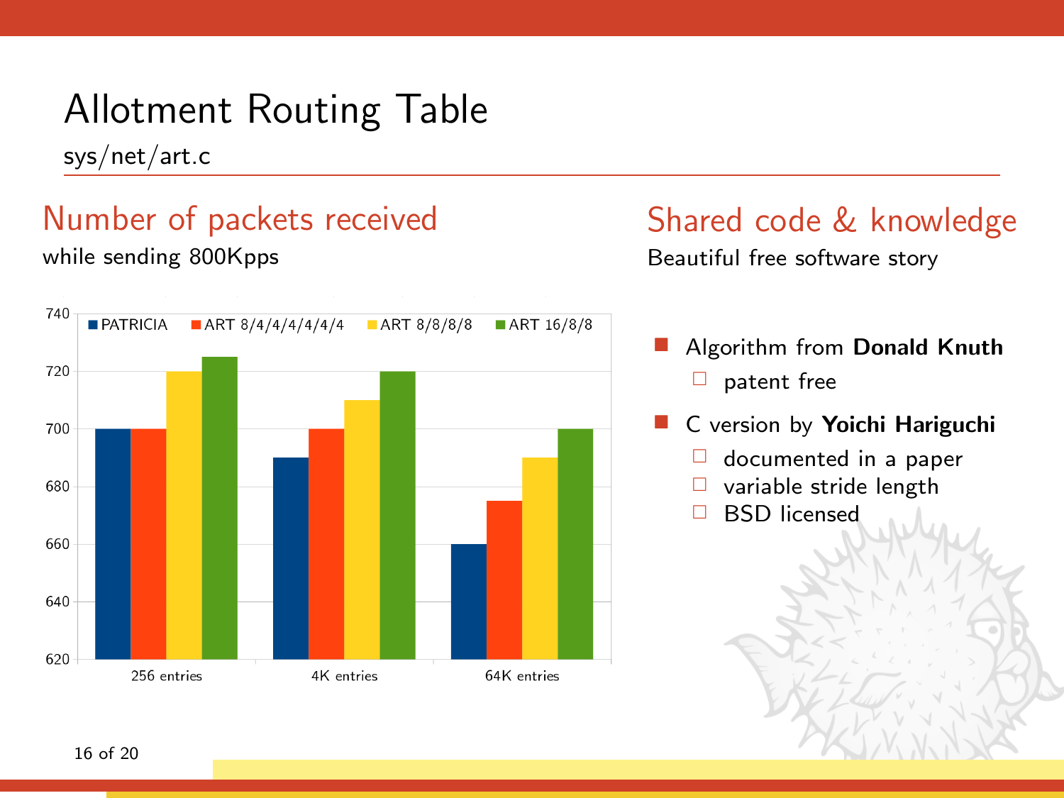# Allotment Routing Table

sys/net/art.c

## Number of packets received

while sending 800Kpps

| | PATRICIA | ART 8/4/4/4/4/4/4 | ART 8/8/8/8 | ART 16/8/8 |
|---|---|---|---|---|
| 256 entries | 700 | 700 | 720 | 725 |
| 4K entries | 690 | 700 | 710 | 720 |
| 64K entries | 660 | 675 | 690 | 700 |

## Shared code & knowledge

Beautiful free software story

- Algorithm from **Donald Knuth**
  - patent free
- C version by **Yoichi Hariguchi**
  - documented in a paper
  - variable stride length
  - BSD licensed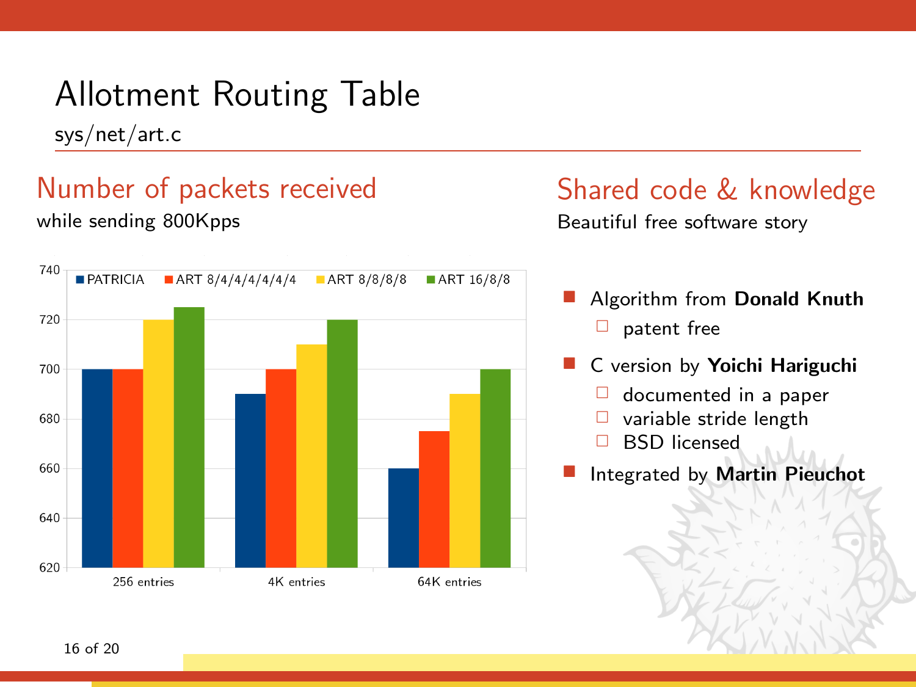# Allotment Routing Table

sys/net/art.c

## Number of packets received

while sending 800Kpps

| | PATRICIA | ART 8/4/4/4/4/4/4 | ART 8/8/8/8 | ART 16/8/8 |
|---|---|---|---|---|
| 256 entries | 700 | 700 | 720 | 725 |
| 4K entries | 690 | 700 | 710 | 720 |
| 64K entries | 660 | 675 | 690 | 700 |

## Shared code & knowledge

Beautiful free software story

- Algorithm from **Donald Knuth**
  - patent free
- C version by **Yoichi Hariguchi**
  - documented in a paper
  - variable stride length
  - BSD licensed
- Integrated by **Martin Pieuchot**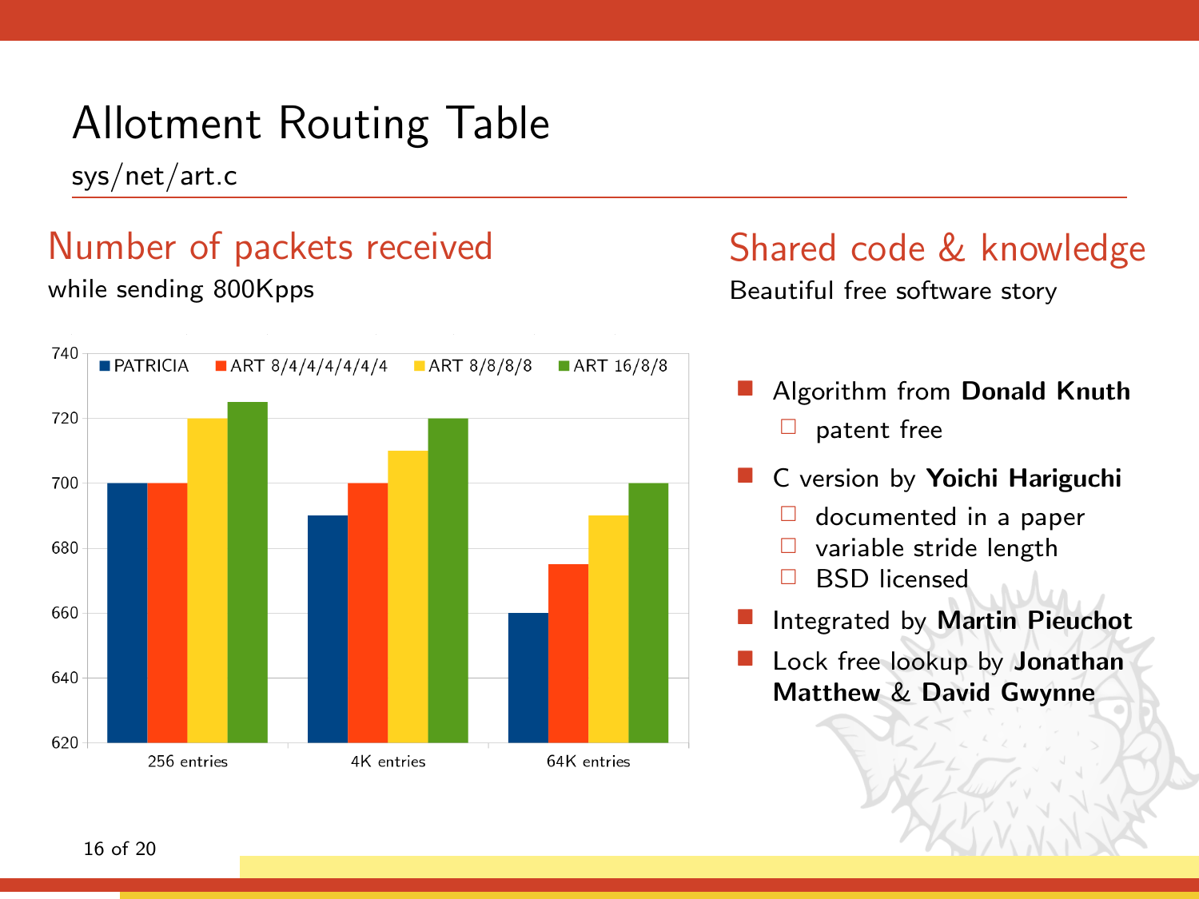# Allotment Routing Table

sys/net/art.c

## Number of packets received

while sending 800Kpps

| | PATRICIA | ART 8/4/4/4/4/4/4 | ART 8/8/8/8 | ART 16/8/8 |
|---|---|---|---|---|
| 256 entries | 700 | 700 | 720 | 725 |
| 4K entries | 690 | 700 | 710 | 720 |
| 64K entries | 660 | 675 | 690 | 700 |

## Shared code & knowledge

Beautiful free software story

- Algorithm from **Donald Knuth**
  - patent free
- C version by **Yoichi Hariguchi**
  - documented in a paper
  - variable stride length
  - BSD licensed
- Integrated by **Martin Pieuchot**
- Lock free lookup by **Jonathan Matthew** & **David Gwynne**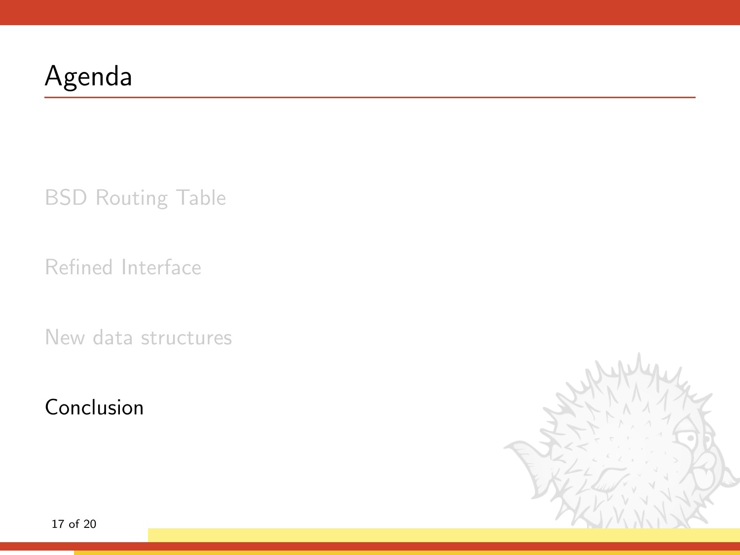# Agenda

BSD Routing Table

Refined Interface

New data structures

Conclusion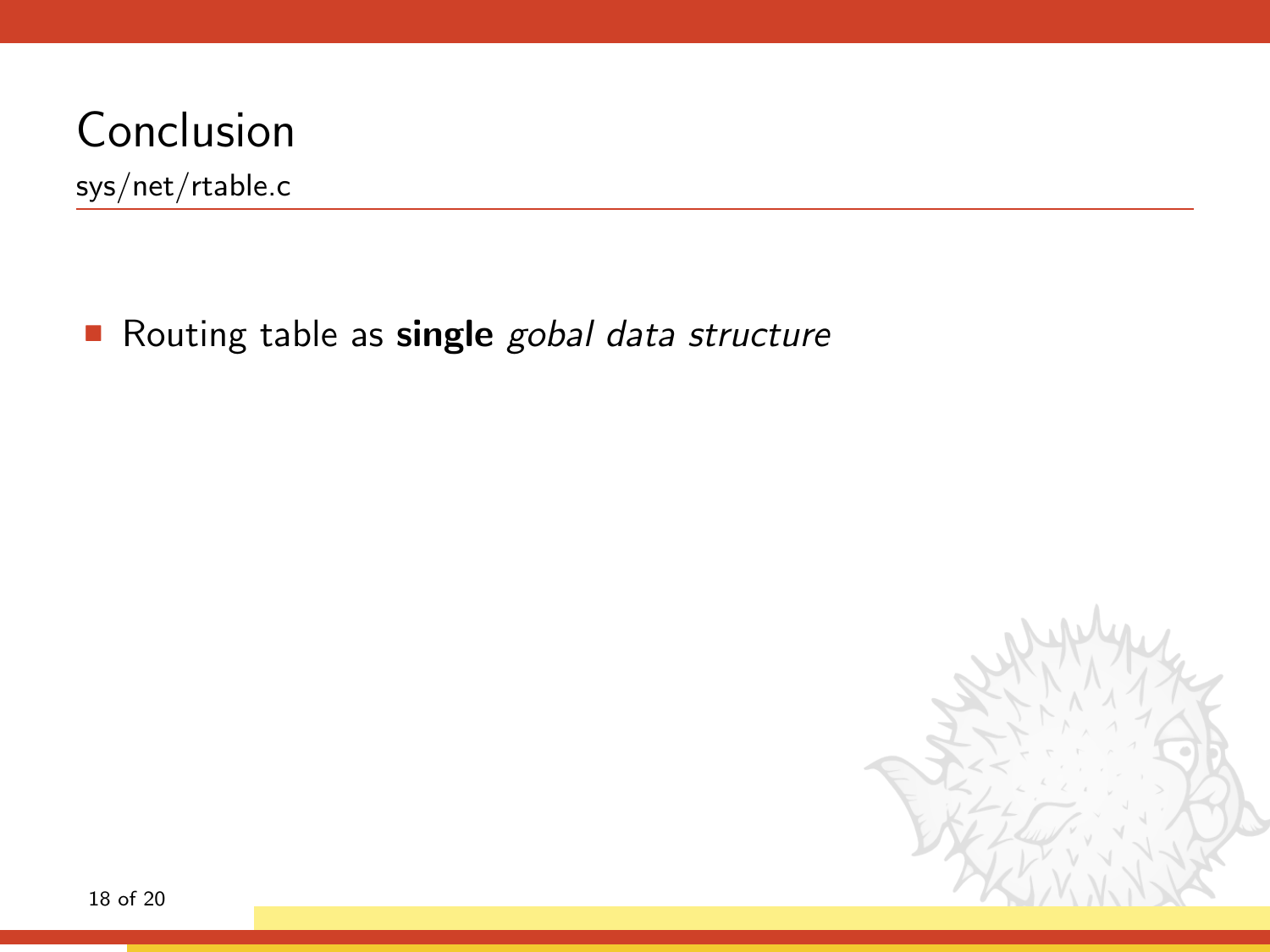# Conclusion

sys/net/rtable.c

- Routing table as **single** *gobal data structure*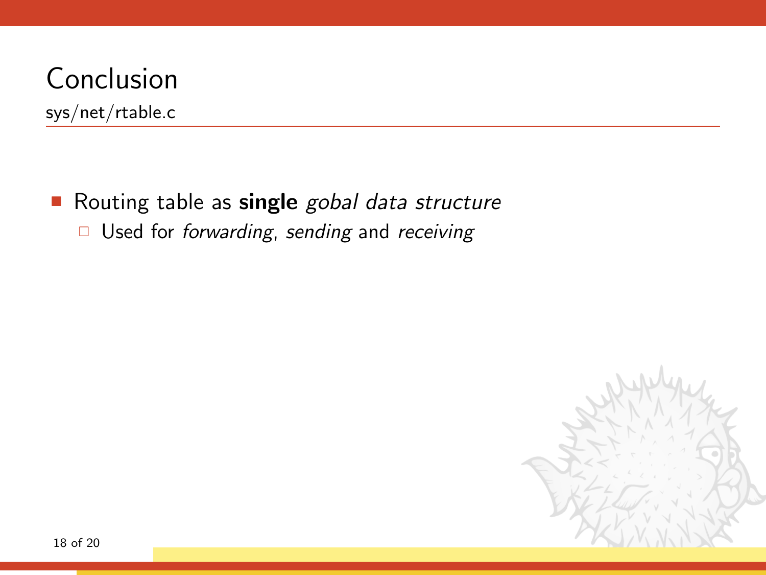# Conclusion

sys/net/rtable.c

- Routing table as **single** *gobal data structure*
  - Used for *forwarding*, *sending* and *receiving*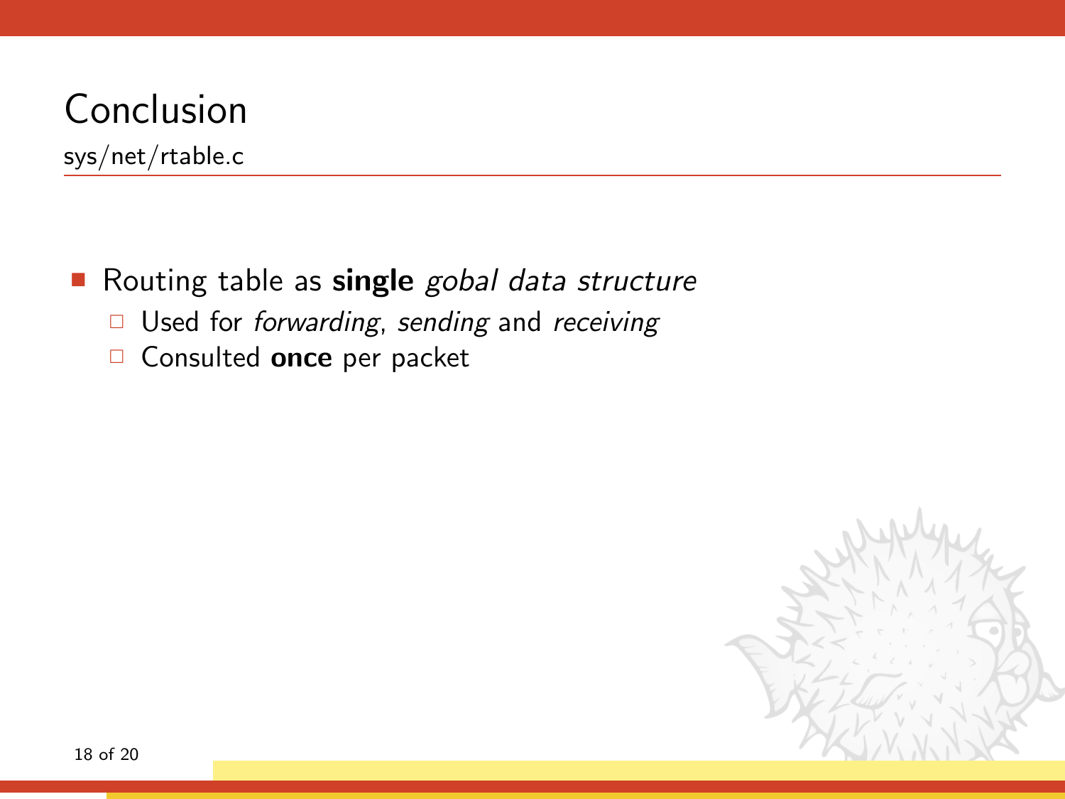# Conclusion

sys/net/rtable.c

- Routing table as **single** *gobal data structure*
  - Used for *forwarding*, *sending* and *receiving*
  - Consulted **once** per packet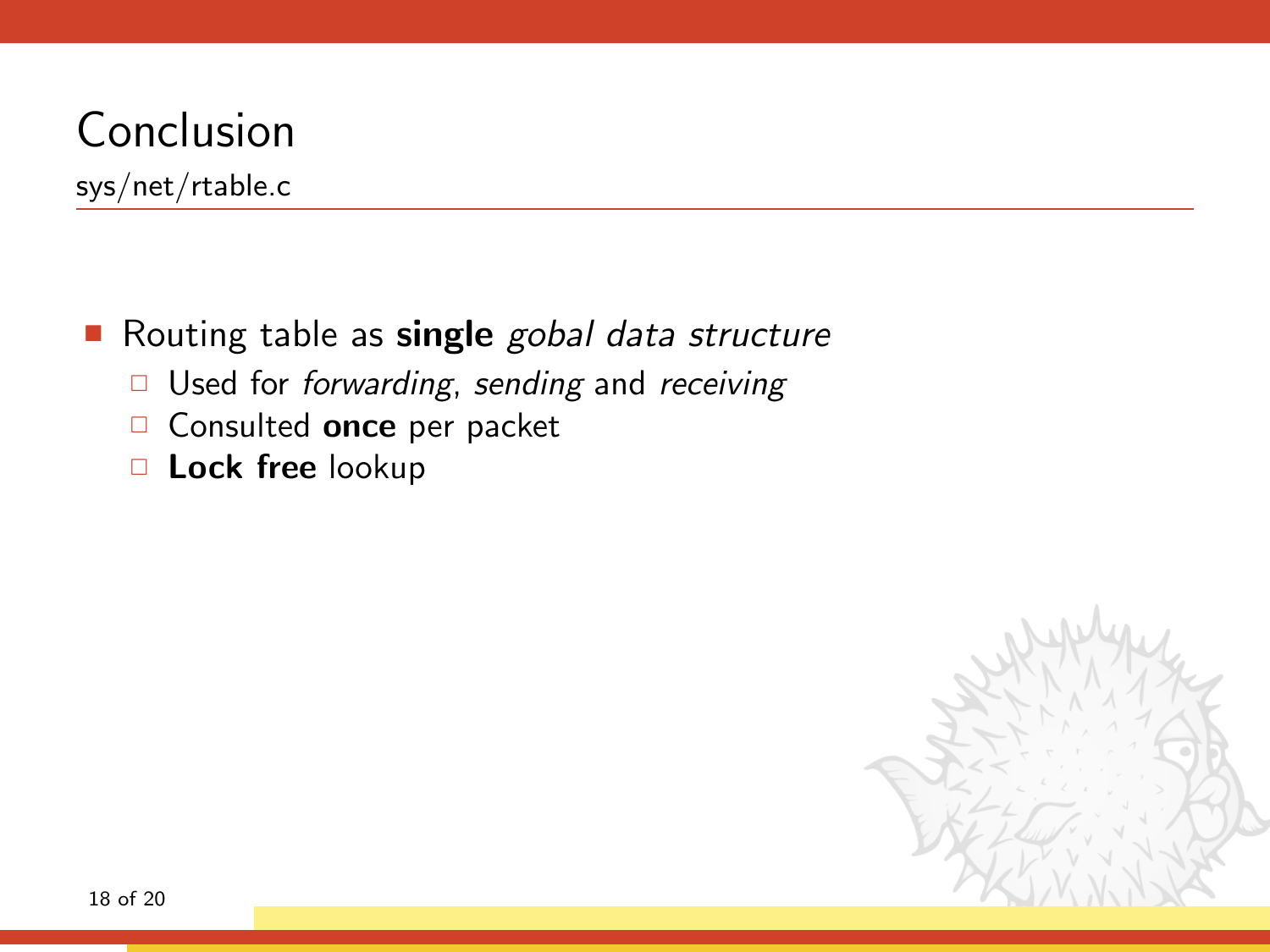# Conclusion

sys/net/rtable.c

- Routing table as **single** *gobal data structure*
  - Used for *forwarding*, *sending* and *receiving*
  - Consulted **once** per packet
  - **Lock free** lookup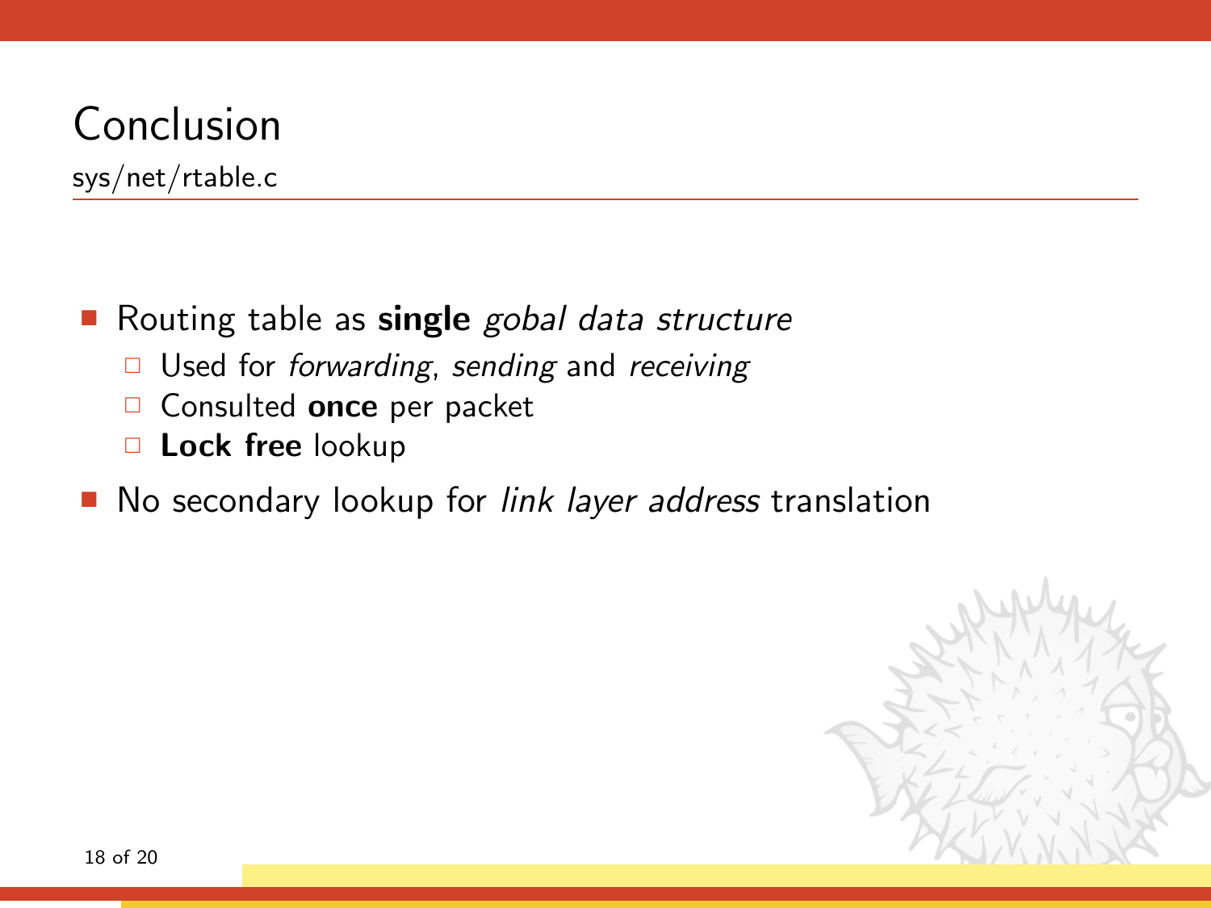# Conclusion

sys/net/rtable.c

- Routing table as **single** *gobal data structure*
  - Used for *forwarding*, *sending* and *receiving*
  - Consulted **once** per packet
  - **Lock free** lookup
- No secondary lookup for *link layer address* translation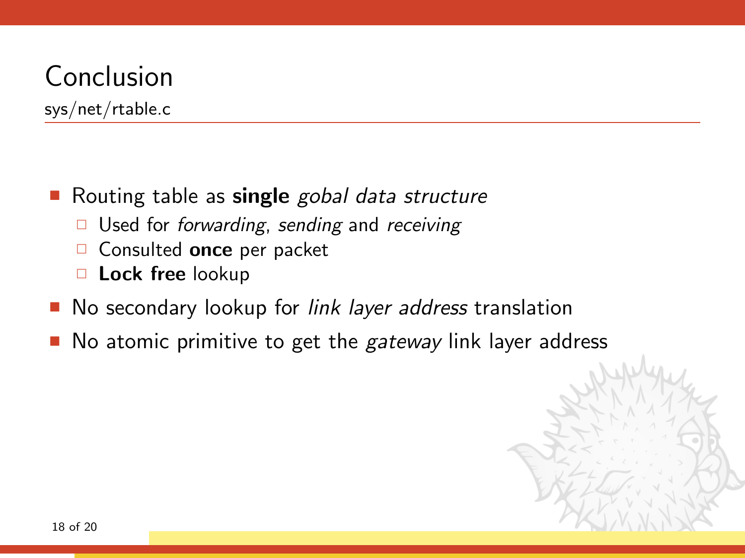# Conclusion

sys/net/rtable.c

- Routing table as **single** *gobal data structure*
  - Used for *forwarding*, *sending* and *receiving*
  - Consulted **once** per packet
  - **Lock free** lookup
- No secondary lookup for *link layer address* translation
- No atomic primitive to get the *gateway* link layer address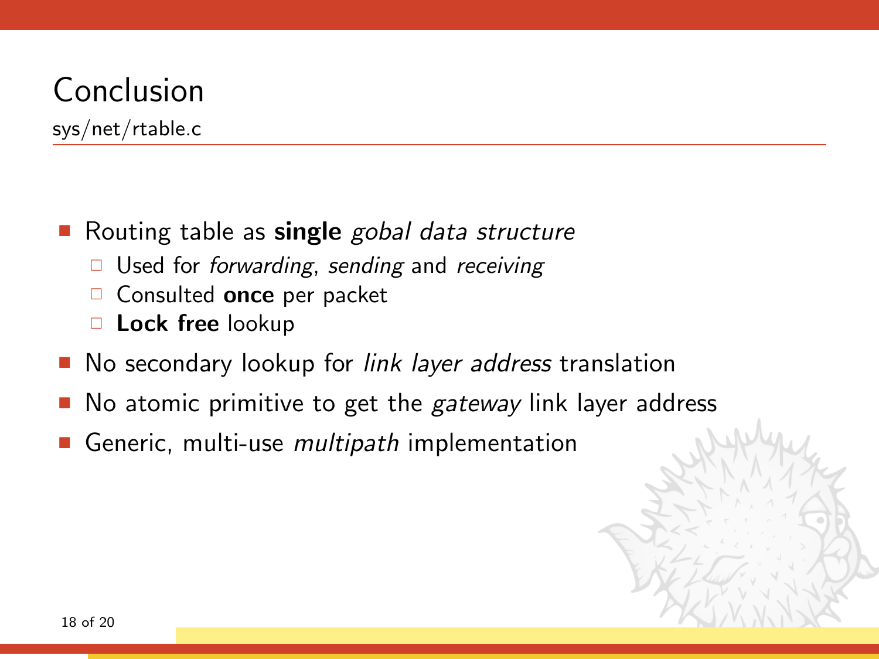# Conclusion

sys/net/rtable.c

- Routing table as **single** *gobal data structure*
  - Used for *forwarding*, *sending* and *receiving*
  - Consulted **once** per packet
  - **Lock free** lookup
- No secondary lookup for *link layer address* translation
- No atomic primitive to get the *gateway* link layer address
- Generic, multi-use *multipath* implementation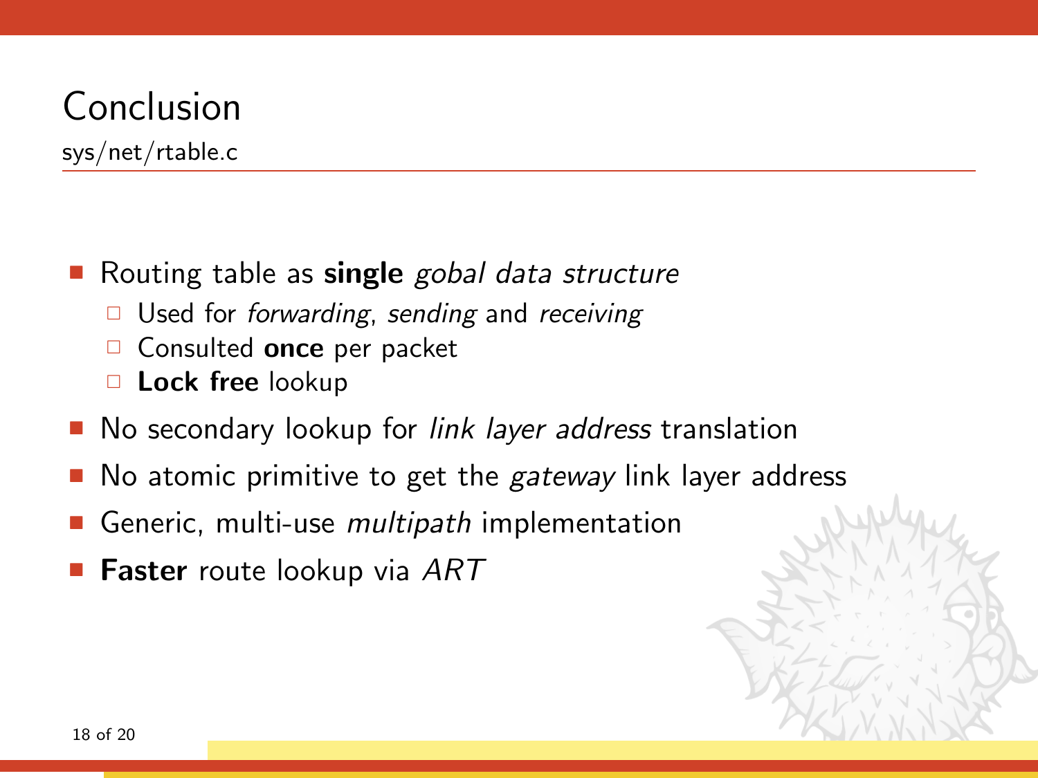# Conclusion

sys/net/rtable.c

- Routing table as **single** *gobal data structure*
  - Used for *forwarding*, *sending* and *receiving*
  - Consulted **once** per packet
  - **Lock free** lookup
- No secondary lookup for *link layer address* translation
- No atomic primitive to get the *gateway* link layer address
- Generic, multi-use *multipath* implementation
- **Faster** route lookup via *ART*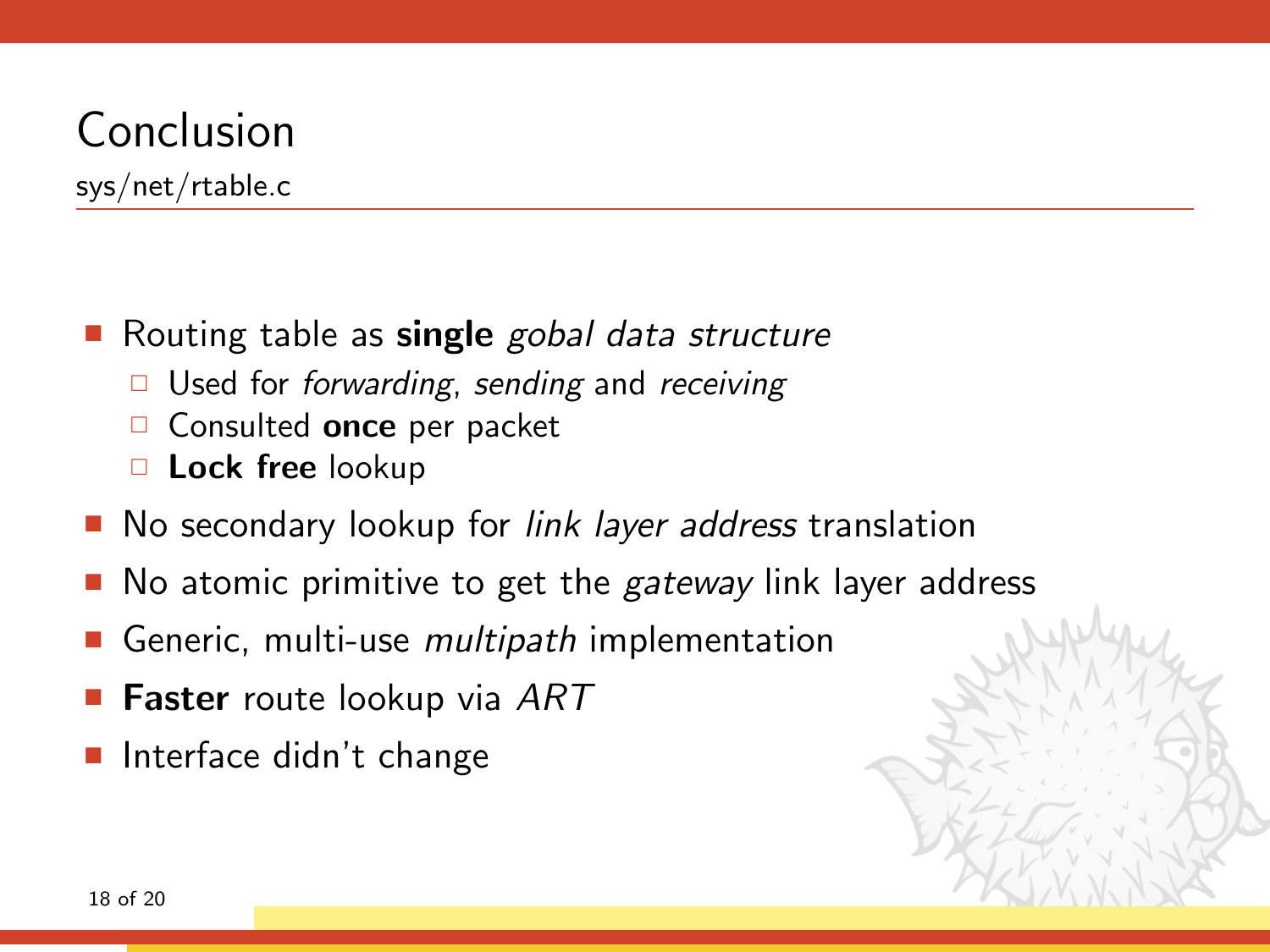# Conclusion

sys/net/rtable.c

- Routing table as **single** *gobal data structure*
  - Used for *forwarding*, *sending* and *receiving*
  - Consulted **once** per packet
  - **Lock free** lookup
- No secondary lookup for *link layer address* translation
- No atomic primitive to get the *gateway* link layer address
- Generic, multi-use *multipath* implementation
- **Faster** route lookup via *ART*
- Interface didn't change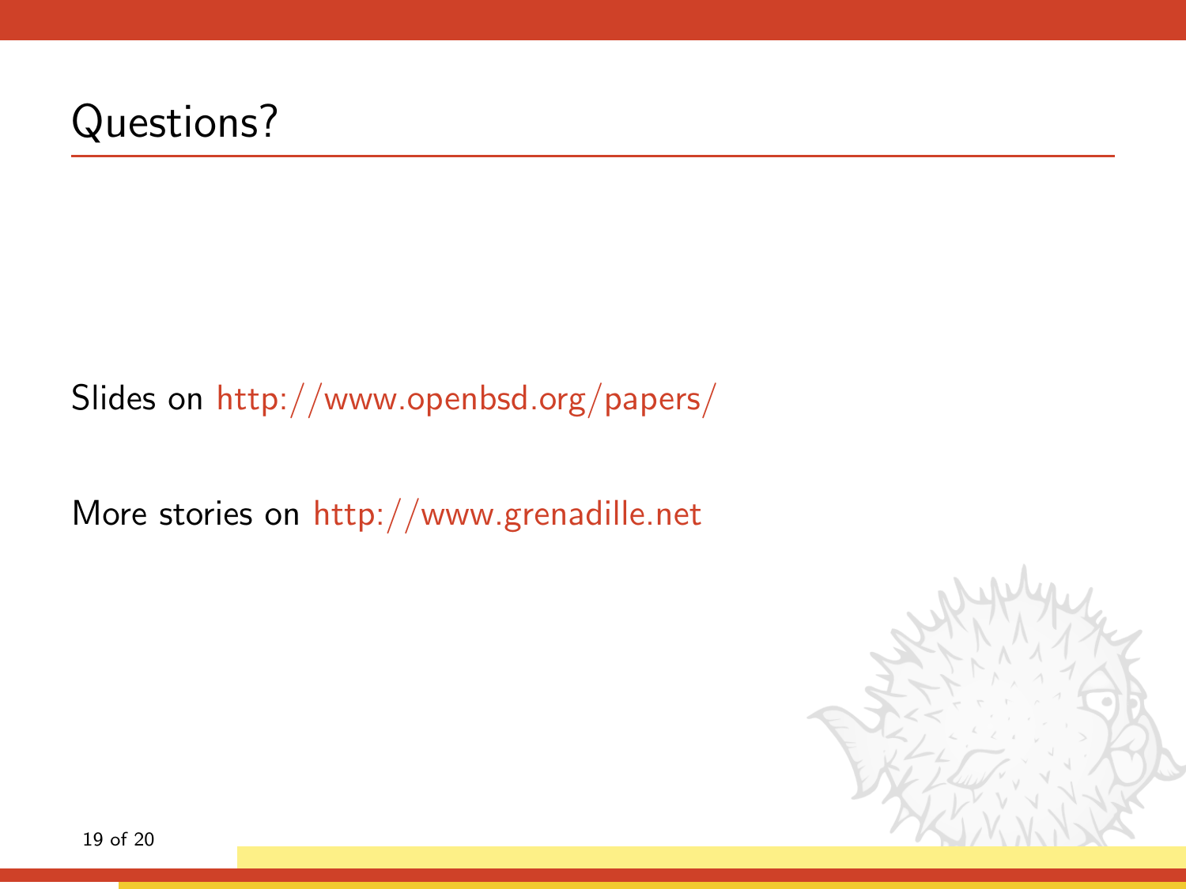# Questions?

Slides on http://www.openbsd.org/papers/

More stories on http://www.grenadille.net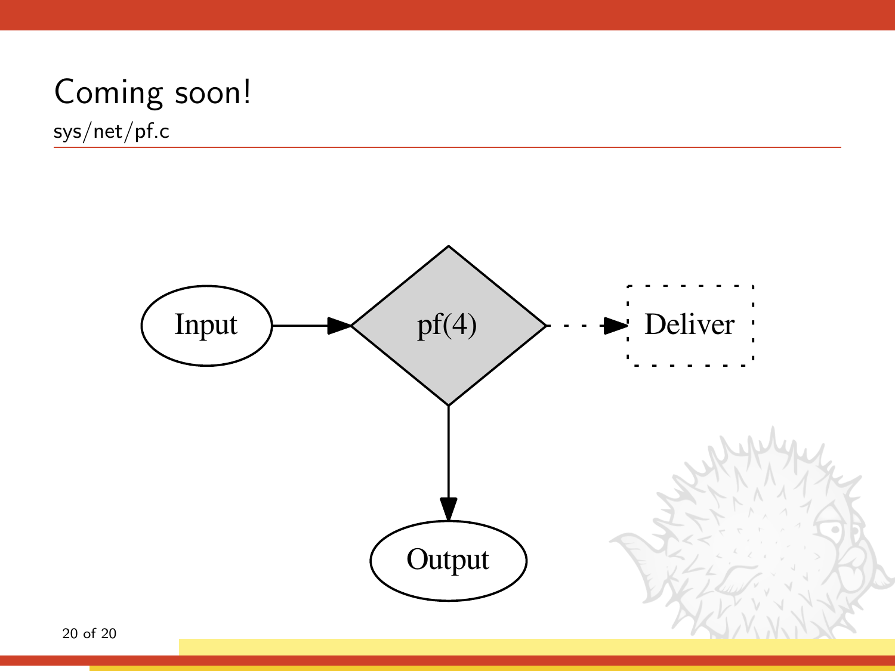# Coming soon!

sys/net/pf.c

Input

pf(4)

Deliver

Output